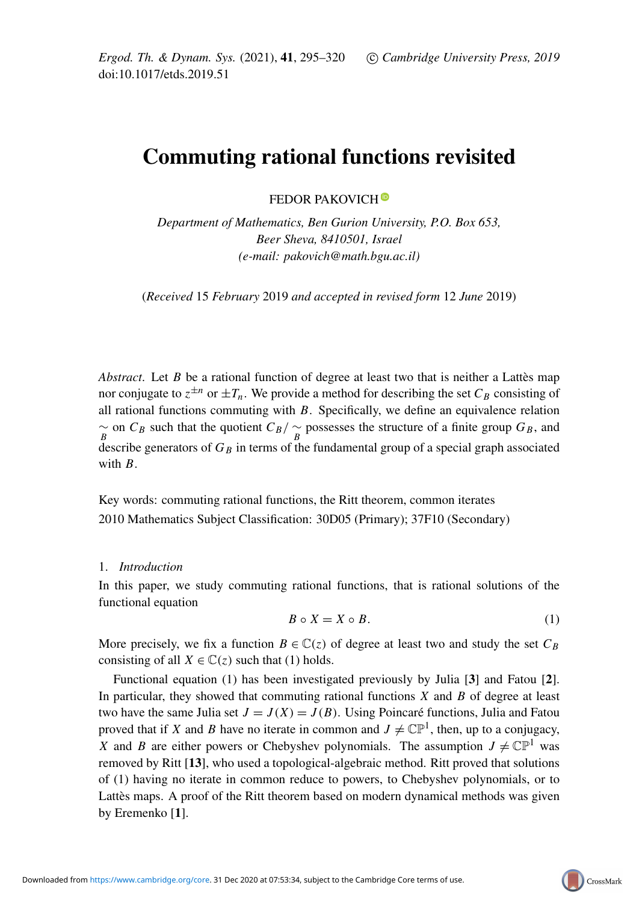# Commuting rational functions revisited

FEDOR PAKOVICH

*Department of Mathematics, Ben Gurion University, P.O. Box 653, Beer Sheva, 8410501, Israel*
*(e-mail: pakovich@math.bgu.ac.il)*

(*Received* 15 *February* 2019 *and accepted in revised form* 12 *June* 2019)

*Abstract*. Let $B$ be a rational function of degree at least two that is neither a Lattès map nor conjugate to $z^{\pm n}$ or $\pm T_n$. We provide a method for describing the set $C_B$ consisting of all rational functions commuting with $B$. Specifically, we define an equivalence relation $\underset{B}{\sim}$ on $C_B$ such that the quotient $C_B/\underset{B}{\sim}$ possesses the structure of a finite group $G_B$, and describe generators of $G_B$ in terms of the fundamental group of a special graph associated with $B$.

Key words: commuting rational functions, the Ritt theorem, common iterates

2010 Mathematics Subject Classification: 30D05 (Primary); 37F10 (Secondary)

## 1. *Introduction*

In this paper, we study commuting rational functions, that is rational solutions of the functional equation

$$B \circ X = X \circ B. \tag{1}$$

More precisely, we fix a function $B \in \mathbb{C}(z)$ of degree at least two and study the set $C_B$ consisting of all $X \in \mathbb{C}(z)$ such that (1) holds.

Functional equation (1) has been investigated previously by Julia [**3**] and Fatou [**2**]. In particular, they showed that commuting rational functions $X$ and $B$ of degree at least two have the same Julia set $J = J(X) = J(B)$. Using Poincaré functions, Julia and Fatou proved that if $X$ and $B$ have no iterate in common and $J \neq \mathbb{CP}^1$, then, up to a conjugacy, $X$ and $B$ are either powers or Chebyshev polynomials. The assumption $J \neq \mathbb{CP}^1$ was removed by Ritt [**13**], who used a topological-algebraic method. Ritt proved that solutions of (1) having no iterate in common reduce to powers, to Chebyshev polynomials, or to Lattès maps. A proof of the Ritt theorem based on modern dynamical methods was given by Eremenko [**1**].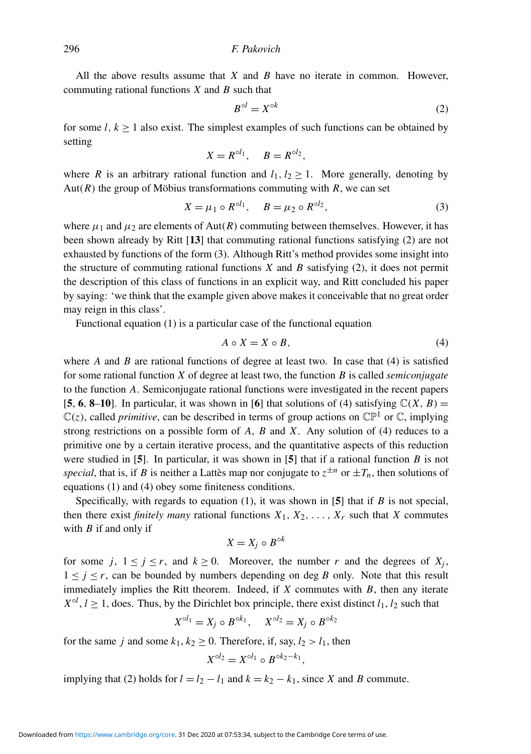All the above results assume that $X$ and $B$ have no iterate in common. However, commuting rational functions $X$ and $B$ such that

$$B^{\circ l} = X^{\circ k} \tag{2}$$

for some $l, k \geq 1$ also exist. The simplest examples of such functions can be obtained by setting

$$X = R^{\circ l_1}, \quad B = R^{\circ l_2},$$

where $R$ is an arbitrary rational function and $l_1, l_2 \geq 1$. More generally, denoting by $\mathrm{Aut}(R)$ the group of Möbius transformations commuting with $R$, we can set

$$X = \mu_1 \circ R^{\circ l_1}, \quad B = \mu_2 \circ R^{\circ l_2}, \tag{3}$$

where $\mu_1$ and $\mu_2$ are elements of $\mathrm{Aut}(R)$ commuting between themselves. However, it has been shown already by Ritt [**13**] that commuting rational functions satisfying (2) are not exhausted by functions of the form (3). Although Ritt's method provides some insight into the structure of commuting rational functions $X$ and $B$ satisfying (2), it does not permit the description of this class of functions in an explicit way, and Ritt concluded his paper by saying: 'we think that the example given above makes it conceivable that no great order may reign in this class'.

Functional equation (1) is a particular case of the functional equation

$$A \circ X = X \circ B, \tag{4}$$

where $A$ and $B$ are rational functions of degree at least two. In case that (4) is satisfied for some rational function $X$ of degree at least two, the function $B$ is called *semiconjugate* to the function $A$. Semiconjugate rational functions were investigated in the recent papers [**5**, **6**, **8**–**10**]. In particular, it was shown in [**6**] that solutions of (4) satisfying $\mathbb{C}(X, B) = \mathbb{C}(z)$, called *primitive*, can be described in terms of group actions on $\mathbb{CP}^1$ or $\mathbb{C}$, implying strong restrictions on a possible form of $A$, $B$ and $X$. Any solution of (4) reduces to a primitive one by a certain iterative process, and the quantitative aspects of this reduction were studied in [**5**]. In particular, it was shown in [**5**] that if a rational function $B$ is not *special*, that is, if $B$ is neither a Lattès map nor conjugate to $z^{\pm n}$ or $\pm T_n$, then solutions of equations (1) and (4) obey some finiteness conditions.

Specifically, with regards to equation (1), it was shown in [**5**] that if $B$ is not special, then there exist *finitely many* rational functions $X_1, X_2, \ldots, X_r$ such that $X$ commutes with $B$ if and only if

$$X = X_j \circ B^{\circ k}$$

for some $j$, $1 \leq j \leq r$, and $k \geq 0$. Moreover, the number $r$ and the degrees of $X_j$, $1 \leq j \leq r$, can be bounded by numbers depending on $\deg B$ only. Note that this result immediately implies the Ritt theorem. Indeed, if $X$ commutes with $B$, then any iterate $X^{\circ l}$, $l \geq 1$, does. Thus, by the Dirichlet box principle, there exist distinct $l_1, l_2$ such that

$$X^{\circ l_1} = X_j \circ B^{\circ k_1}, \quad X^{\circ l_2} = X_j \circ B^{\circ k_2}$$

for the same $j$ and some $k_1, k_2 \geq 0$. Therefore, if, say, $l_2 > l_1$, then

$$X^{\circ l_2} = X^{\circ l_1} \circ B^{\circ k_2 - k_1},$$

implying that (2) holds for $l = l_2 - l_1$ and $k = k_2 - k_1$, since $X$ and $B$ commute.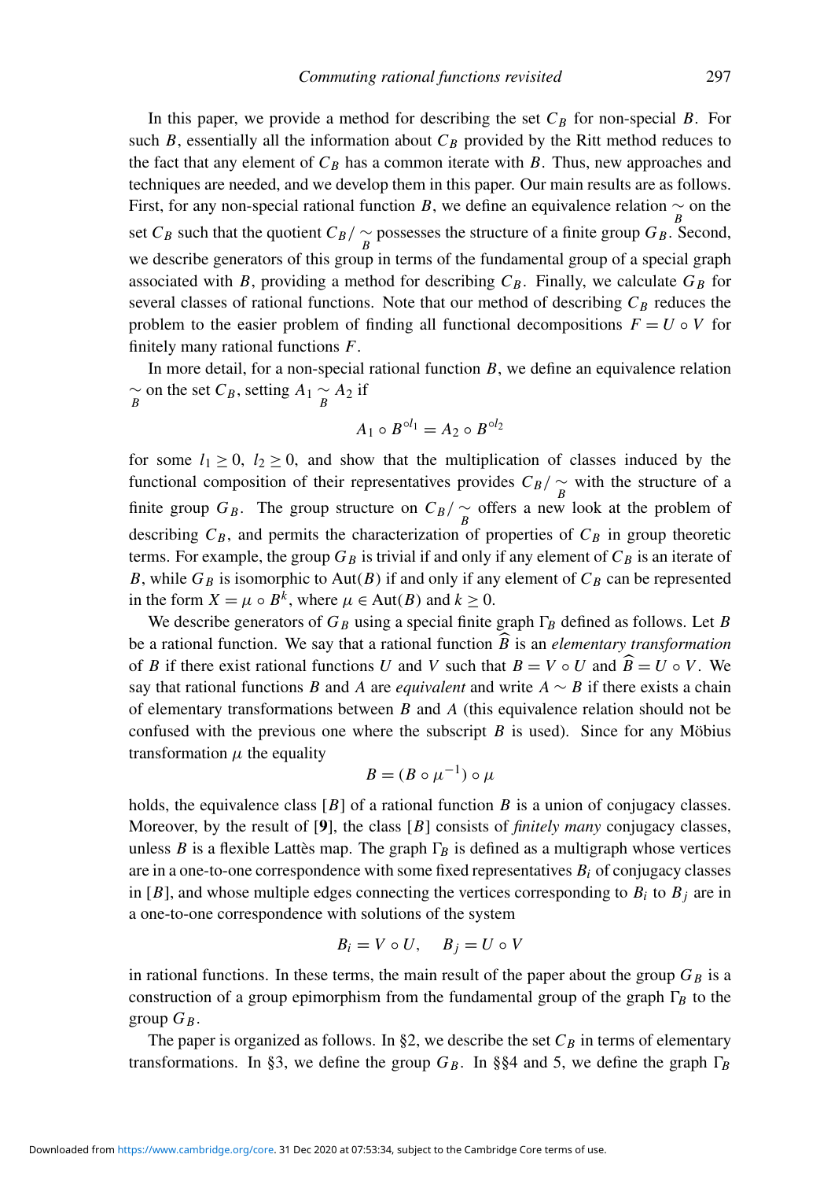In this paper, we provide a method for describing the set $C_B$ for non-special $B$. For such $B$, essentially all the information about $C_B$ provided by the Ritt method reduces to the fact that any element of $C_B$ has a common iterate with $B$. Thus, new approaches and techniques are needed, and we develop them in this paper. Our main results are as follows. First, for any non-special rational function $B$, we define an equivalence relation $\underset{B}{\sim}$ on the set $C_B$ such that the quotient $C_B/\underset{B}{\sim}$ possesses the structure of a finite group $G_B$. Second, we describe generators of this group in terms of the fundamental group of a special graph associated with $B$, providing a method for describing $C_B$. Finally, we calculate $G_B$ for several classes of rational functions. Note that our method of describing $C_B$ reduces the problem to the easier problem of finding all functional decompositions $F = U \circ V$ for finitely many rational functions $F$.

In more detail, for a non-special rational function $B$, we define an equivalence relation $\underset{B}{\sim}$ on the set $C_B$, setting $A_1 \underset{B}{\sim} A_2$ if

$$A_1 \circ B^{\circ l_1} = A_2 \circ B^{\circ l_2}$$

for some $l_1 \geq 0$, $l_2 \geq 0$, and show that the multiplication of classes induced by the functional composition of their representatives provides $C_B/\underset{B}{\sim}$ with the structure of a finite group $G_B$. The group structure on $C_B/\underset{B}{\sim}$ offers a new look at the problem of describing $C_B$, and permits the characterization of properties of $C_B$ in group theoretic terms. For example, the group $G_B$ is trivial if and only if any element of $C_B$ is an iterate of $B$, while $G_B$ is isomorphic to $\text{Aut}(B)$ if and only if any element of $C_B$ can be represented in the form $X = \mu \circ B^k$, where $\mu \in \text{Aut}(B)$ and $k \geq 0$.

We describe generators of $G_B$ using a special finite graph $\Gamma_B$ defined as follows. Let $B$ be a rational function. We say that a rational function $\widehat{B}$ is an *elementary transformation* of $B$ if there exist rational functions $U$ and $V$ such that $B = V \circ U$ and $\widehat{B} = U \circ V$. We say that rational functions $B$ and $A$ are *equivalent* and write $A \sim B$ if there exists a chain of elementary transformations between $B$ and $A$ (this equivalence relation should not be confused with the previous one where the subscript $B$ is used). Since for any Möbius transformation $\mu$ the equality

$$B = (B \circ \mu^{-1}) \circ \mu$$

holds, the equivalence class $[B]$ of a rational function $B$ is a union of conjugacy classes. Moreover, by the result of [**9**], the class $[B]$ consists of *finitely many* conjugacy classes, unless $B$ is a flexible Lattès map. The graph $\Gamma_B$ is defined as a multigraph whose vertices are in a one-to-one correspondence with some fixed representatives $B_i$ of conjugacy classes in $[B]$, and whose multiple edges connecting the vertices corresponding to $B_i$ to $B_j$ are in a one-to-one correspondence with solutions of the system

$$B_i = V \circ U, \quad B_j = U \circ V$$

in rational functions. In these terms, the main result of the paper about the group $G_B$ is a construction of a group epimorphism from the fundamental group of the graph $\Gamma_B$ to the group $G_B$.

The paper is organized as follows. In §2, we describe the set $C_B$ in terms of elementary transformations. In §3, we define the group $G_B$. In §§4 and 5, we define the graph $\Gamma_B$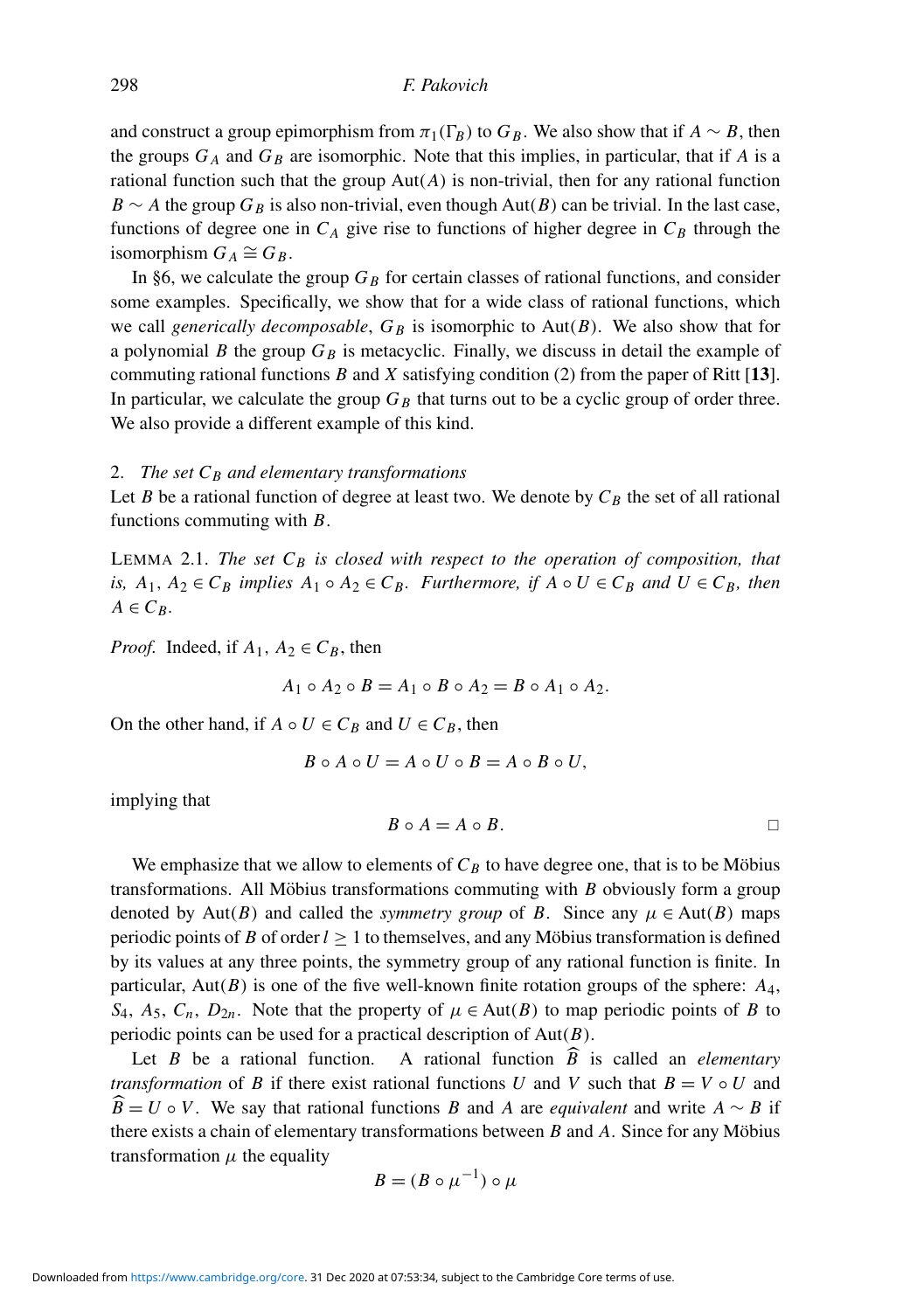and construct a group epimorphism from $\pi_1(\Gamma_B)$ to $G_B$. We also show that if $A \sim B$, then the groups $G_A$ and $G_B$ are isomorphic. Note that this implies, in particular, that if $A$ is a rational function such that the group $\mathrm{Aut}(A)$ is non-trivial, then for any rational function $B \sim A$ the group $G_B$ is also non-trivial, even though $\mathrm{Aut}(B)$ can be trivial. In the last case, functions of degree one in $C_A$ give rise to functions of higher degree in $C_B$ through the isomorphism $G_A \cong G_B$.

In §6, we calculate the group $G_B$ for certain classes of rational functions, and consider some examples. Specifically, we show that for a wide class of rational functions, which we call *generically decomposable*, $G_B$ is isomorphic to $\mathrm{Aut}(B)$. We also show that for a polynomial $B$ the group $G_B$ is metacyclic. Finally, we discuss in detail the example of commuting rational functions $B$ and $X$ satisfying condition (2) from the paper of Ritt [**13**]. In particular, we calculate the group $G_B$ that turns out to be a cyclic group of order three. We also provide a different example of this kind.

## 2. *The set $C_B$ and elementary transformations*

Let $B$ be a rational function of degree at least two. We denote by $C_B$ the set of all rational functions commuting with $B$.

LEMMA 2.1. *The set $C_B$ is closed with respect to the operation of composition, that is, $A_1, A_2 \in C_B$ implies $A_1 \circ A_2 \in C_B$. Furthermore, if $A \circ U \in C_B$ and $U \in C_B$, then $A \in C_B$.*

*Proof.* Indeed, if $A_1, A_2 \in C_B$, then

$$A_1 \circ A_2 \circ B = A_1 \circ B \circ A_2 = B \circ A_1 \circ A_2.$$

On the other hand, if $A \circ U \in C_B$ and $U \in C_B$, then

$$B \circ A \circ U = A \circ U \circ B = A \circ B \circ U,$$

implying that

$$B \circ A = A \circ B. \qquad \square$$

We emphasize that we allow to elements of $C_B$ to have degree one, that is to be Möbius transformations. All Möbius transformations commuting with $B$ obviously form a group denoted by $\mathrm{Aut}(B)$ and called the *symmetry group* of $B$. Since any $\mu \in \mathrm{Aut}(B)$ maps periodic points of $B$ of order $l \geq 1$ to themselves, and any Möbius transformation is defined by its values at any three points, the symmetry group of any rational function is finite. In particular, $\mathrm{Aut}(B)$ is one of the five well-known finite rotation groups of the sphere: $A_4$, $S_4$, $A_5$, $C_n$, $D_{2n}$. Note that the property of $\mu \in \mathrm{Aut}(B)$ to map periodic points of $B$ to periodic points can be used for a practical description of $\mathrm{Aut}(B)$.

Let $B$ be a rational function. A rational function $\widehat{B}$ is called an *elementary transformation* of $B$ if there exist rational functions $U$ and $V$ such that $B = V \circ U$ and $\widehat{B} = U \circ V$. We say that rational functions $B$ and $A$ are *equivalent* and write $A \sim B$ if there exists a chain of elementary transformations between $B$ and $A$. Since for any Möbius transformation $\mu$ the equality

$$B = (B \circ \mu^{-1}) \circ \mu$$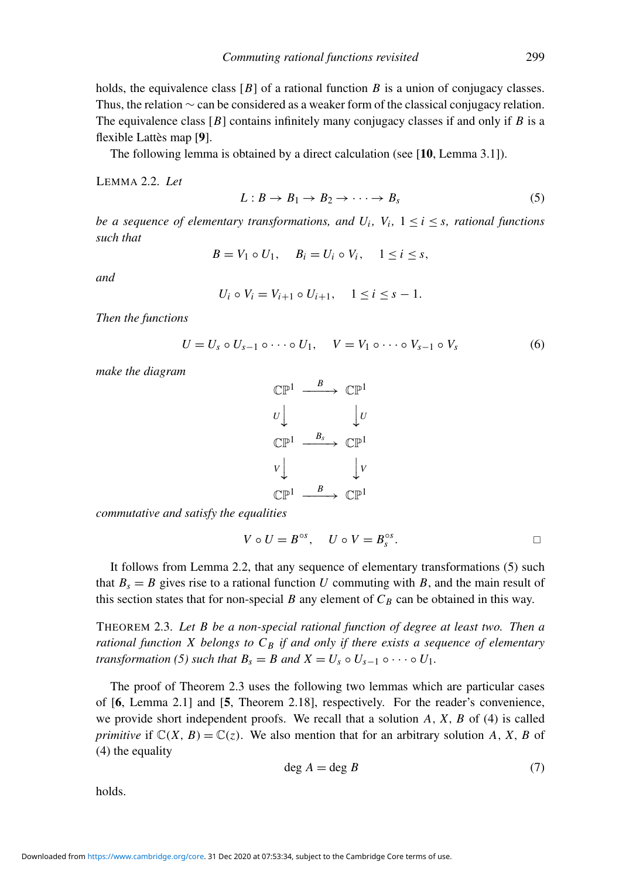holds, the equivalence class $[B]$ of a rational function $B$ is a union of conjugacy classes. Thus, the relation $\sim$ can be considered as a weaker form of the classical conjugacy relation. The equivalence class $[B]$ contains infinitely many conjugacy classes if and only if $B$ is a flexible Lattès map [**9**].

The following lemma is obtained by a direct calculation (see [**10**, Lemma 3.1]).

LEMMA 2.2. *Let*

$$L : B \to B_1 \to B_2 \to \cdots \to B_s \tag{5}$$

*be a sequence of elementary transformations, and* $U_i$, $V_i$, $1 \le i \le s$, *rational functions such that*

$$B = V_1 \circ U_1, \quad B_i = U_i \circ V_i, \quad 1 \le i \le s,$$

*and*

$$U_i \circ V_i = V_{i+1} \circ U_{i+1}, \quad 1 \le i \le s-1.$$

*Then the functions*

$$U = U_s \circ U_{s-1} \circ \cdots \circ U_1, \quad V = V_1 \circ \cdots \circ V_{s-1} \circ V_s \tag{6}$$

*make the diagram*

$$\begin{array}{ccc}
\mathbb{CP}^1 & \xrightarrow{B} & \mathbb{CP}^1 \\
{\scriptstyle U}\downarrow & & \downarrow{\scriptstyle U} \\
\mathbb{CP}^1 & \xrightarrow{B_s} & \mathbb{CP}^1 \\
{\scriptstyle V}\downarrow & & \downarrow{\scriptstyle V} \\
\mathbb{CP}^1 & \xrightarrow{B} & \mathbb{CP}^1
\end{array}$$

*commutative and satisfy the equalities*

$$V \circ U = B^{\circ s}, \quad U \circ V = B_s^{\circ s}. \qquad \square$$

It follows from Lemma 2.2, that any sequence of elementary transformations (5) such that $B_s = B$ gives rise to a rational function $U$ commuting with $B$, and the main result of this section states that for non-special $B$ any element of $C_B$ can be obtained in this way.

THEOREM 2.3. *Let $B$ be a non-special rational function of degree at least two. Then a rational function $X$ belongs to $C_B$ if and only if there exists a sequence of elementary transformation (5) such that $B_s = B$ and $X = U_s \circ U_{s-1} \circ \cdots \circ U_1$.*

The proof of Theorem 2.3 uses the following two lemmas which are particular cases of [**6**, Lemma 2.1] and [**5**, Theorem 2.18], respectively. For the reader's convenience, we provide short independent proofs. We recall that a solution $A$, $X$, $B$ of (4) is called *primitive* if $\mathbb{C}(X, B) = \mathbb{C}(z)$. We also mention that for an arbitrary solution $A$, $X$, $B$ of (4) the equality

$$\deg A = \deg B \tag{7}$$

holds.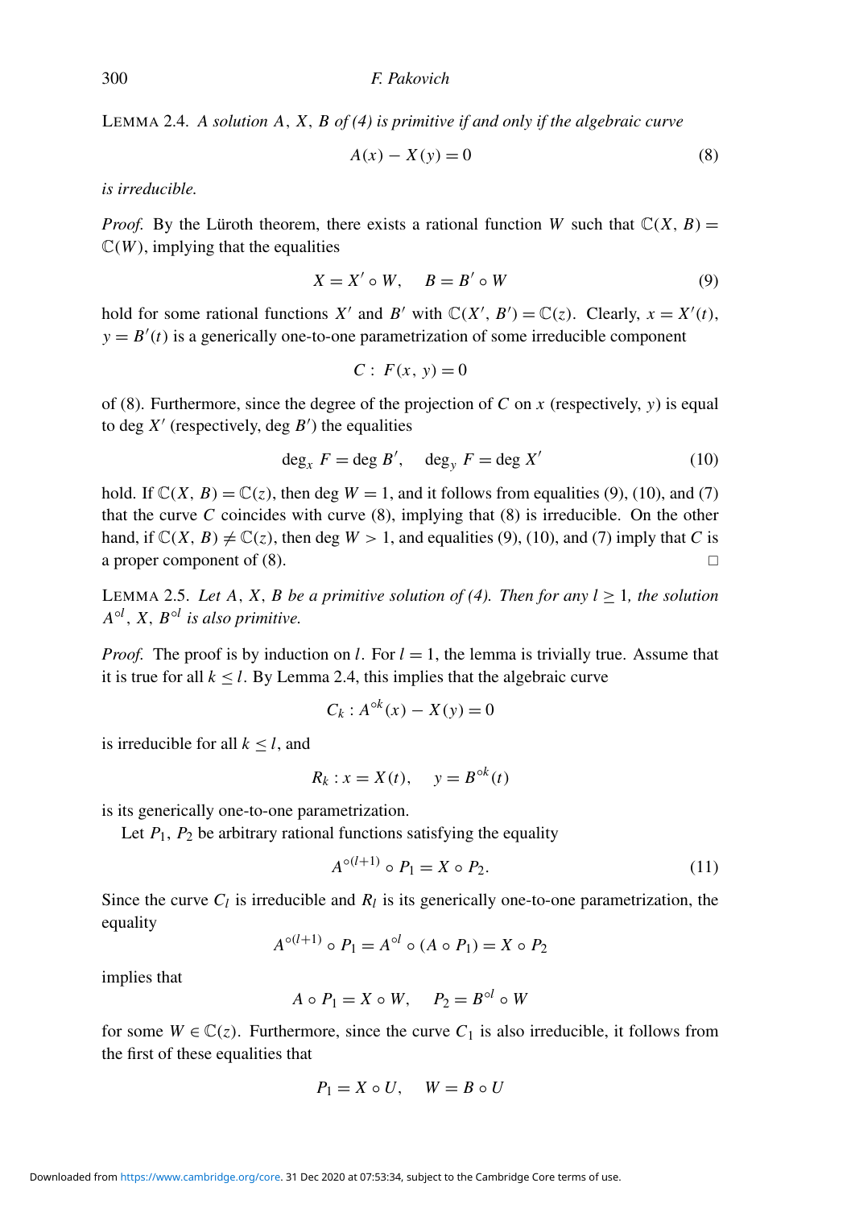LEMMA 2.4. *A solution $A$, $X$, $B$ of (4) is primitive if and only if the algebraic curve*

$$A(x) - X(y) = 0 \tag{8}$$

*is irreducible.*

*Proof.* By the Lüroth theorem, there exists a rational function $W$ such that $\mathbb{C}(X, B) = \mathbb{C}(W)$, implying that the equalities

$$X = X' \circ W, \quad B = B' \circ W \tag{9}$$

hold for some rational functions $X'$ and $B'$ with $\mathbb{C}(X', B') = \mathbb{C}(z)$. Clearly, $x = X'(t)$, $y = B'(t)$ is a generically one-to-one parametrization of some irreducible component

$$C: \ F(x, y) = 0$$

of (8). Furthermore, since the degree of the projection of $C$ on $x$ (respectively, $y$) is equal to $\deg X'$ (respectively, $\deg B'$) the equalities

$$\deg_x F = \deg B', \quad \deg_y F = \deg X' \tag{10}$$

hold. If $\mathbb{C}(X, B) = \mathbb{C}(z)$, then $\deg W = 1$, and it follows from equalities (9), (10), and (7) that the curve $C$ coincides with curve (8), implying that (8) is irreducible. On the other hand, if $\mathbb{C}(X, B) \neq \mathbb{C}(z)$, then $\deg W > 1$, and equalities (9), (10), and (7) imply that $C$ is a proper component of (8). □

LEMMA 2.5. *Let $A$, $X$, $B$ be a primitive solution of (4). Then for any $l \geq 1$, the solution $A^{\circ l}$, $X$, $B^{\circ l}$ is also primitive.*

*Proof.* The proof is by induction on $l$. For $l = 1$, the lemma is trivially true. Assume that it is true for all $k \leq l$. By Lemma 2.4, this implies that the algebraic curve

$$C_k : A^{\circ k}(x) - X(y) = 0$$

is irreducible for all $k \leq l$, and

$$R_k : x = X(t), \quad y = B^{\circ k}(t)$$

is its generically one-to-one parametrization.

Let $P_1$, $P_2$ be arbitrary rational functions satisfying the equality

$$A^{\circ(l+1)} \circ P_1 = X \circ P_2. \tag{11}$$

Since the curve $C_l$ is irreducible and $R_l$ is its generically one-to-one parametrization, the equality

$$A^{\circ(l+1)} \circ P_1 = A^{\circ l} \circ (A \circ P_1) = X \circ P_2$$

implies that

$$A \circ P_1 = X \circ W, \quad P_2 = B^{\circ l} \circ W$$

for some $W \in \mathbb{C}(z)$. Furthermore, since the curve $C_1$ is also irreducible, it follows from the first of these equalities that

$$P_1 = X \circ U, \quad W = B \circ U$$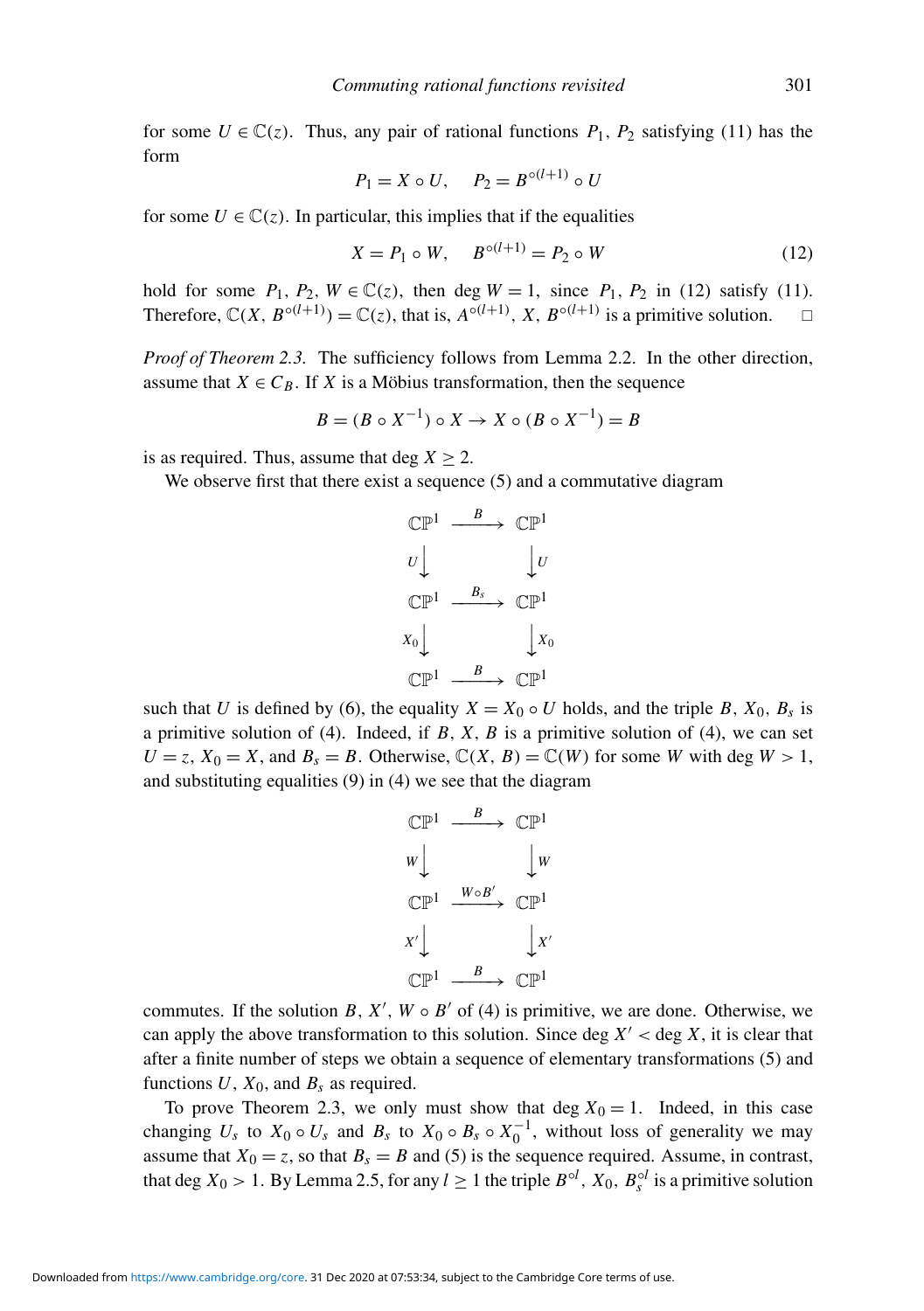for some $U \in \mathbb{C}(z)$. Thus, any pair of rational functions $P_1$, $P_2$ satisfying (11) has the form

$$P_1 = X \circ U, \quad P_2 = B^{\circ(l+1)} \circ U$$

for some $U \in \mathbb{C}(z)$. In particular, this implies that if the equalities

$$X = P_1 \circ W, \quad B^{\circ(l+1)} = P_2 \circ W \tag{12}$$

hold for some $P_1, P_2, W \in \mathbb{C}(z)$, then $\deg W = 1$, since $P_1$, $P_2$ in (12) satisfy (11). Therefore, $\mathbb{C}(X, B^{\circ(l+1)}) = \mathbb{C}(z)$, that is, $A^{\circ(l+1)}, X, B^{\circ(l+1)}$ is a primitive solution. $\square$

*Proof of Theorem 2.3.* The sufficiency follows from Lemma 2.2. In the other direction, assume that $X \in C_B$. If $X$ is a Möbius transformation, then the sequence

$$B = (B \circ X^{-1}) \circ X \to X \circ (B \circ X^{-1}) = B$$

is as required. Thus, assume that $\deg X \geq 2$.

We observe first that there exist a sequence (5) and a commutative diagram

$$\begin{array}{ccc}
\mathbb{CP}^1 & \xrightarrow{B} & \mathbb{CP}^1 \\
U \big\downarrow & & \big\downarrow U \\
\mathbb{CP}^1 & \xrightarrow{B_s} & \mathbb{CP}^1 \\
X_0 \big\downarrow & & \big\downarrow X_0 \\
\mathbb{CP}^1 & \xrightarrow{B} & \mathbb{CP}^1
\end{array}$$

such that $U$ is defined by (6), the equality $X = X_0 \circ U$ holds, and the triple $B$, $X_0$, $B_s$ is a primitive solution of (4). Indeed, if $B$, $X$, $B$ is a primitive solution of (4), we can set $U = z$, $X_0 = X$, and $B_s = B$. Otherwise, $\mathbb{C}(X, B) = \mathbb{C}(W)$ for some $W$ with $\deg W > 1$, and substituting equalities (9) in (4) we see that the diagram

$$\begin{array}{ccc}
\mathbb{CP}^1 & \xrightarrow{B} & \mathbb{CP}^1 \\
W \big\downarrow & & \big\downarrow W \\
\mathbb{CP}^1 & \xrightarrow{W \circ B'} & \mathbb{CP}^1 \\
X' \big\downarrow & & \big\downarrow X' \\
\mathbb{CP}^1 & \xrightarrow{B} & \mathbb{CP}^1
\end{array}$$

commutes. If the solution $B$, $X'$, $W \circ B'$ of (4) is primitive, we are done. Otherwise, we can apply the above transformation to this solution. Since $\deg X' < \deg X$, it is clear that after a finite number of steps we obtain a sequence of elementary transformations (5) and functions $U$, $X_0$, and $B_s$ as required.

To prove Theorem 2.3, we only must show that $\deg X_0 = 1$. Indeed, in this case changing $U_s$ to $X_0 \circ U_s$ and $B_s$ to $X_0 \circ B_s \circ X_0^{-1}$, without loss of generality we may assume that $X_0 = z$, so that $B_s = B$ and (5) is the sequence required. Assume, in contrast, that $\deg X_0 > 1$. By Lemma 2.5, for any $l \geq 1$ the triple $B^{\circ l}$, $X_0$, $B_s^{\circ l}$ is a primitive solution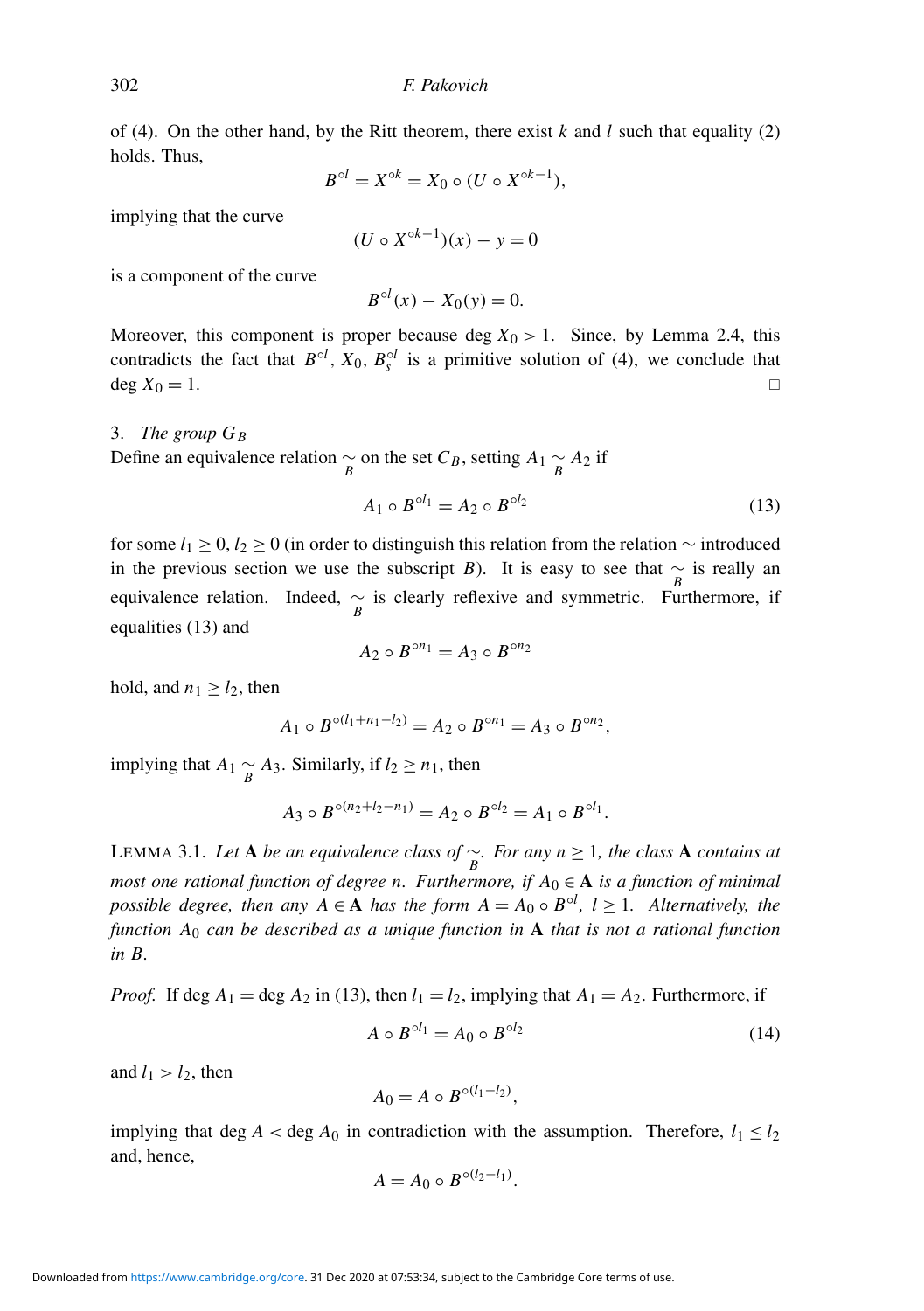of (4). On the other hand, by the Ritt theorem, there exist $k$ and $l$ such that equality (2) holds. Thus,

$$B^{\circ l} = X^{\circ k} = X_0 \circ (U \circ X^{\circ k-1}),$$

implying that the curve

$$(U \circ X^{\circ k-1})(x) - y = 0$$

is a component of the curve

$$B^{\circ l}(x) - X_0(y) = 0.$$

Moreover, this component is proper because $\deg X_0 > 1$. Since, by Lemma 2.4, this contradicts the fact that $B^{\circ l}$, $X_0$, $B_s^{\circ l}$ is a primitive solution of (4), we conclude that $\deg X_0 = 1$. □

## 3. *The group $G_B$*

Define an equivalence relation $\underset{B}{\sim}$ on the set $C_B$, setting $A_1 \underset{B}{\sim} A_2$ if

$$A_1 \circ B^{\circ l_1} = A_2 \circ B^{\circ l_2} \tag{13}$$

for some $l_1 \geq 0$, $l_2 \geq 0$ (in order to distinguish this relation from the relation $\sim$ introduced in the previous section we use the subscript $B$). It is easy to see that $\underset{B}{\sim}$ is really an equivalence relation. Indeed, $\underset{B}{\sim}$ is clearly reflexive and symmetric. Furthermore, if equalities (13) and

$$A_2 \circ B^{\circ n_1} = A_3 \circ B^{\circ n_2}$$

hold, and $n_1 \geq l_2$, then

$$A_1 \circ B^{\circ(l_1+n_1-l_2)} = A_2 \circ B^{\circ n_1} = A_3 \circ B^{\circ n_2},$$

implying that $A_1 \underset{B}{\sim} A_3$. Similarly, if $l_2 \geq n_1$, then

$$A_3 \circ B^{\circ(n_2+l_2-n_1)} = A_2 \circ B^{\circ l_2} = A_1 \circ B^{\circ l_1}.$$

LEMMA 3.1. *Let $\mathbf{A}$ be an equivalence class of $\underset{B}{\sim}$. For any $n \geq 1$, the class $\mathbf{A}$ contains at most one rational function of degree $n$. Furthermore, if $A_0 \in \mathbf{A}$ is a function of minimal possible degree, then any $A \in \mathbf{A}$ has the form $A = A_0 \circ B^{\circ l}$, $l \geq 1$. Alternatively, the function $A_0$ can be described as a unique function in $\mathbf{A}$ that is not a rational function in $B$.*

*Proof.* If $\deg A_1 = \deg A_2$ in (13), then $l_1 = l_2$, implying that $A_1 = A_2$. Furthermore, if

$$A \circ B^{\circ l_1} = A_0 \circ B^{\circ l_2} \tag{14}$$

and $l_1 > l_2$, then

$$A_0 = A \circ B^{\circ(l_1-l_2)},$$

implying that $\deg A < \deg A_0$ in contradiction with the assumption. Therefore, $l_1 \leq l_2$ and, hence,

$$A = A_0 \circ B^{\circ(l_2-l_1)}.$$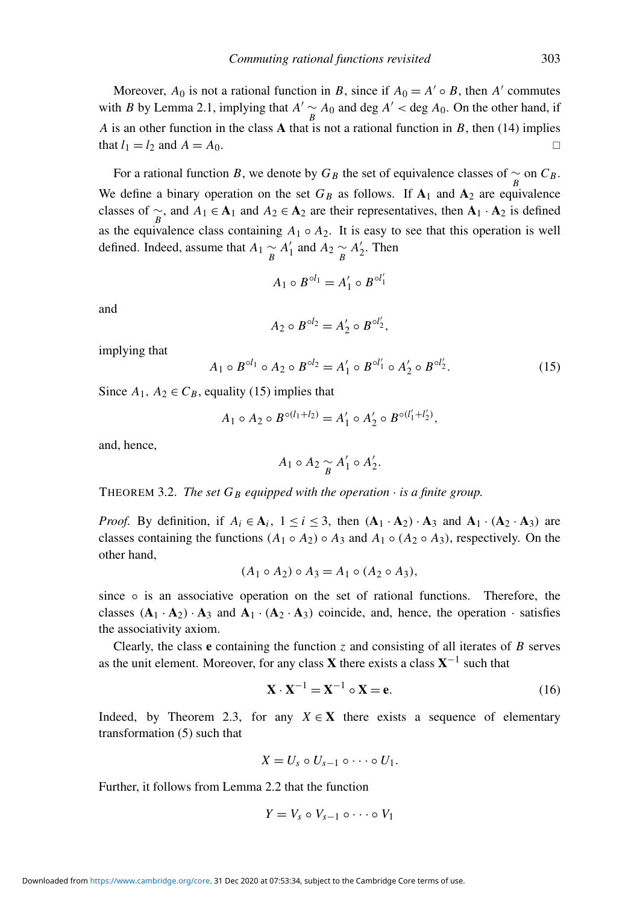Moreover, $A_0$ is not a rational function in $B$, since if $A_0 = A' \circ B$, then $A'$ commutes with $B$ by Lemma 2.1, implying that $A' \underset{B}{\sim} A_0$ and $\deg A' < \deg A_0$. On the other hand, if $A$ is an other function in the class $\mathbf{A}$ that is not a rational function in $B$, then (14) implies that $l_1 = l_2$ and $A = A_0$. □

For a rational function $B$, we denote by $G_B$ the set of equivalence classes of $\underset{B}{\sim}$ on $C_B$. We define a binary operation on the set $G_B$ as follows. If $\mathbf{A}_1$ and $\mathbf{A}_2$ are equivalence classes of $\underset{B}{\sim}$, and $A_1 \in \mathbf{A}_1$ and $A_2 \in \mathbf{A}_2$ are their representatives, then $\mathbf{A}_1 \cdot \mathbf{A}_2$ is defined as the equivalence class containing $A_1 \circ A_2$. It is easy to see that this operation is well defined. Indeed, assume that $A_1 \underset{B}{\sim} A_1'$ and $A_2 \underset{B}{\sim} A_2'$. Then

$$A_1 \circ B^{\circ l_1} = A_1' \circ B^{\circ l_1'}$$

and

$$A_2 \circ B^{\circ l_2} = A_2' \circ B^{\circ l_2'},$$

implying that

$$A_1 \circ B^{\circ l_1} \circ A_2 \circ B^{\circ l_2} = A_1' \circ B^{\circ l_1'} \circ A_2' \circ B^{\circ l_2'}. \tag{15}$$

Since $A_1,\, A_2 \in C_B$, equality (15) implies that

$$A_1 \circ A_2 \circ B^{\circ(l_1+l_2)} = A_1' \circ A_2' \circ B^{\circ(l_1'+l_2')},$$

and, hence,

$$A_1 \circ A_2 \underset{B}{\sim} A_1' \circ A_2'.$$

THEOREM 3.2. *The set $G_B$ equipped with the operation $\cdot$ is a finite group.*

*Proof.* By definition, if $A_i \in \mathbf{A}_i$, $1 \le i \le 3$, then $(\mathbf{A}_1 \cdot \mathbf{A}_2) \cdot \mathbf{A}_3$ and $\mathbf{A}_1 \cdot (\mathbf{A}_2 \cdot \mathbf{A}_3)$ are classes containing the functions $(A_1 \circ A_2) \circ A_3$ and $A_1 \circ (A_2 \circ A_3)$, respectively. On the other hand,

$$(A_1 \circ A_2) \circ A_3 = A_1 \circ (A_2 \circ A_3),$$

since $\circ$ is an associative operation on the set of rational functions. Therefore, the classes $(\mathbf{A}_1 \cdot \mathbf{A}_2) \cdot \mathbf{A}_3$ and $\mathbf{A}_1 \cdot (\mathbf{A}_2 \cdot \mathbf{A}_3)$ coincide, and, hence, the operation $\cdot$ satisfies the associativity axiom.

Clearly, the class $\mathbf{e}$ containing the function $z$ and consisting of all iterates of $B$ serves as the unit element. Moreover, for any class $\mathbf{X}$ there exists a class $\mathbf{X}^{-1}$ such that

$$\mathbf{X} \cdot \mathbf{X}^{-1} = \mathbf{X}^{-1} \circ \mathbf{X} = \mathbf{e}. \tag{16}$$

Indeed, by Theorem 2.3, for any $X \in \mathbf{X}$ there exists a sequence of elementary transformation (5) such that

$$X = U_s \circ U_{s-1} \circ \cdots \circ U_1.$$

Further, it follows from Lemma 2.2 that the function

$$Y = V_s \circ V_{s-1} \circ \cdots \circ V_1$$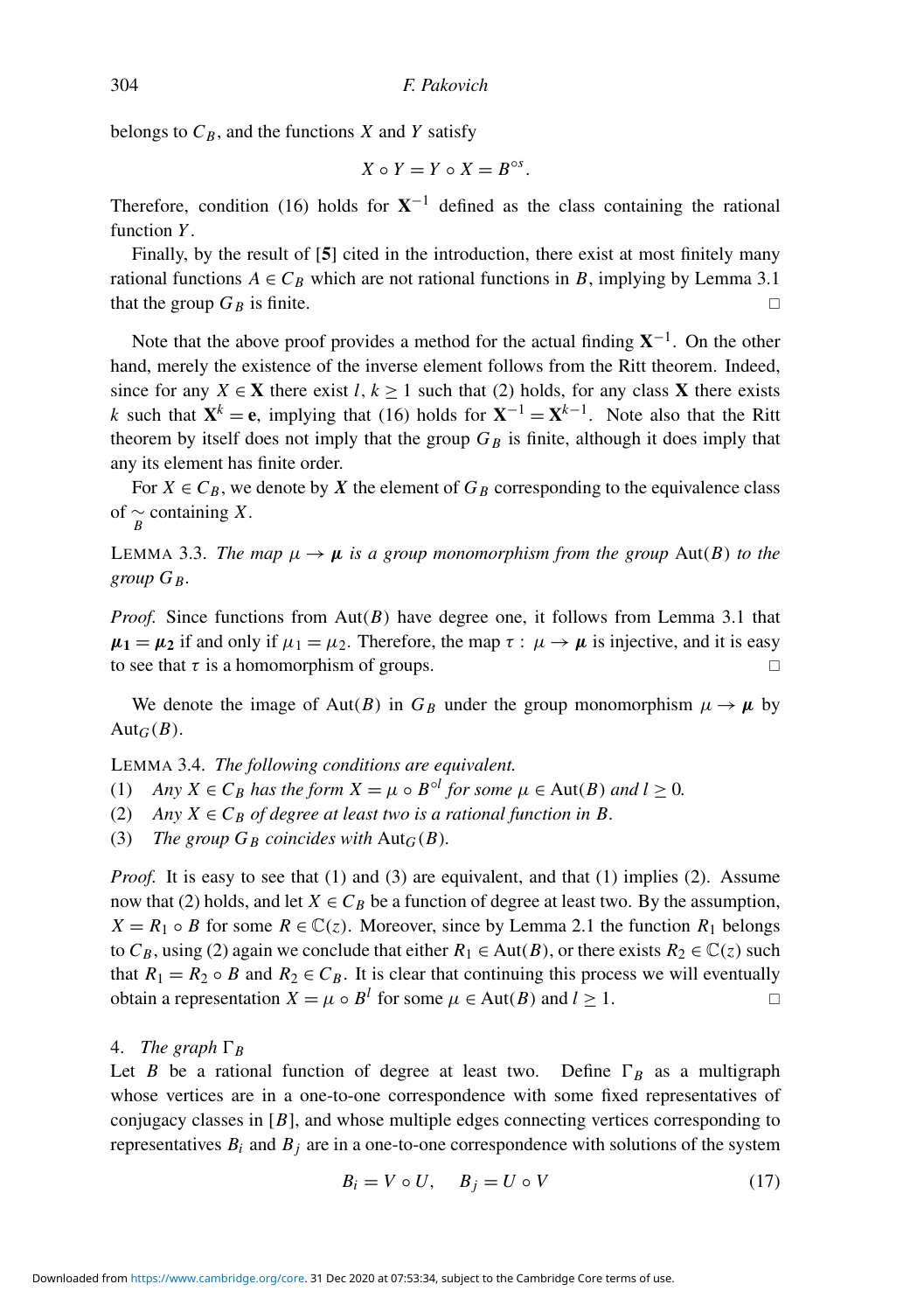belongs to $C_B$, and the functions $X$ and $Y$ satisfy

$$X \circ Y = Y \circ X = B^{\circ s}.$$

Therefore, condition (16) holds for $\mathbf{X}^{-1}$ defined as the class containing the rational function $Y$.

Finally, by the result of [**5**] cited in the introduction, there exist at most finitely many rational functions $A \in C_B$ which are not rational functions in $B$, implying by Lemma 3.1 that the group $G_B$ is finite. □

Note that the above proof provides a method for the actual finding $\mathbf{X}^{-1}$. On the other hand, merely the existence of the inverse element follows from the Ritt theorem. Indeed, since for any $X \in \mathbf{X}$ there exist $l, k \geq 1$ such that (2) holds, for any class $\mathbf{X}$ there exists $k$ such that $\mathbf{X}^k = \mathbf{e}$, implying that (16) holds for $\mathbf{X}^{-1} = \mathbf{X}^{k-1}$. Note also that the Ritt theorem by itself does not imply that the group $G_B$ is finite, although it does imply that any its element has finite order.

For $X \in C_B$, we denote by $\boldsymbol{X}$ the element of $G_B$ corresponding to the equivalence class of $\underset{B}{\sim}$ containing $X$.

LEMMA 3.3. *The map $\mu \to \boldsymbol{\mu}$ is a group monomorphism from the group* $\mathrm{Aut}(B)$ *to the group $G_B$.*

*Proof.* Since functions from $\mathrm{Aut}(B)$ have degree one, it follows from Lemma 3.1 that $\boldsymbol{\mu_1} = \boldsymbol{\mu_2}$ if and only if $\mu_1 = \mu_2$. Therefore, the map $\tau : \mu \to \boldsymbol{\mu}$ is injective, and it is easy to see that $\tau$ is a homomorphism of groups. □

We denote the image of $\mathrm{Aut}(B)$ in $G_B$ under the group monomorphism $\mu \to \boldsymbol{\mu}$ by $\mathrm{Aut}_G(B)$.

LEMMA 3.4. *The following conditions are equivalent.*

(1) *Any $X \in C_B$ has the form $X = \mu \circ B^{\circ l}$ for some $\mu \in \mathrm{Aut}(B)$ and $l \geq 0$.*
(2) *Any $X \in C_B$ of degree at least two is a rational function in $B$.*
(3) *The group $G_B$ coincides with* $\mathrm{Aut}_G(B)$.

*Proof.* It is easy to see that (1) and (3) are equivalent, and that (1) implies (2). Assume now that (2) holds, and let $X \in C_B$ be a function of degree at least two. By the assumption, $X = R_1 \circ B$ for some $R \in \mathbb{C}(z)$. Moreover, since by Lemma 2.1 the function $R_1$ belongs to $C_B$, using (2) again we conclude that either $R_1 \in \mathrm{Aut}(B)$, or there exists $R_2 \in \mathbb{C}(z)$ such that $R_1 = R_2 \circ B$ and $R_2 \in C_B$. It is clear that continuing this process we will eventually obtain a representation $X = \mu \circ B^l$ for some $\mu \in \mathrm{Aut}(B)$ and $l \geq 1$. □

## 4. *The graph $\Gamma_B$*

Let $B$ be a rational function of degree at least two. Define $\Gamma_B$ as a multigraph whose vertices are in a one-to-one correspondence with some fixed representatives of conjugacy classes in $[B]$, and whose multiple edges connecting vertices corresponding to representatives $B_i$ and $B_j$ are in a one-to-one correspondence with solutions of the system

$$B_i = V \circ U, \quad B_j = U \circ V \tag{17}$$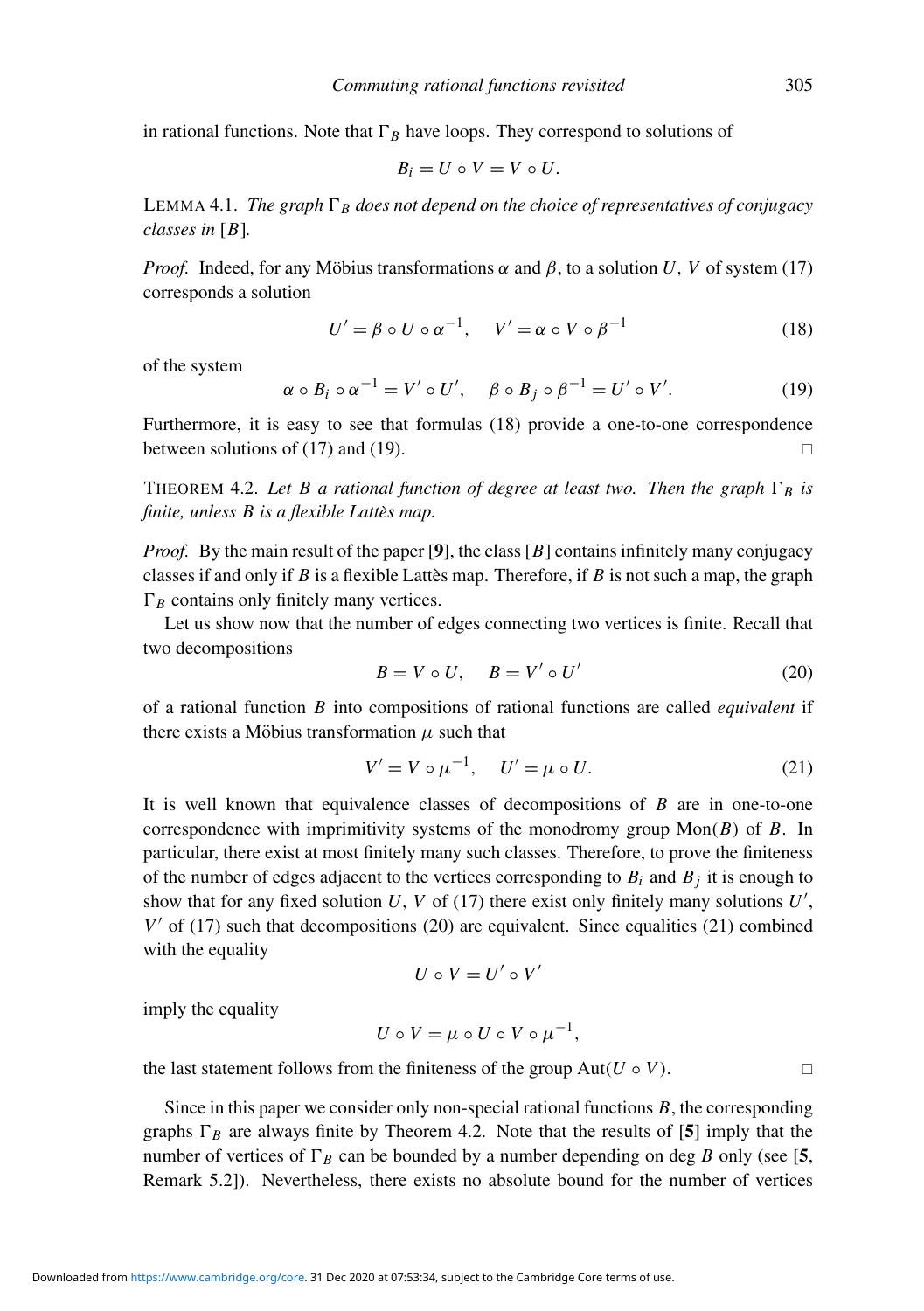in rational functions. Note that $\Gamma_B$ have loops. They correspond to solutions of

$$B_i = U \circ V = V \circ U.$$

LEMMA 4.1. *The graph $\Gamma_B$ does not depend on the choice of representatives of conjugacy classes in $[B]$.*

*Proof.* Indeed, for any Möbius transformations $\alpha$ and $\beta$, to a solution $U$, $V$ of system (17) corresponds a solution

$$U' = \beta \circ U \circ \alpha^{-1}, \quad V' = \alpha \circ V \circ \beta^{-1} \tag{18}$$

of the system

$$\alpha \circ B_i \circ \alpha^{-1} = V' \circ U', \quad \beta \circ B_j \circ \beta^{-1} = U' \circ V'. \tag{19}$$

Furthermore, it is easy to see that formulas (18) provide a one-to-one correspondence between solutions of (17) and (19). □

THEOREM 4.2. *Let $B$ a rational function of degree at least two. Then the graph $\Gamma_B$ is finite, unless $B$ is a flexible Lattès map.*

*Proof.* By the main result of the paper [**9**], the class $[B]$ contains infinitely many conjugacy classes if and only if $B$ is a flexible Lattès map. Therefore, if $B$ is not such a map, the graph $\Gamma_B$ contains only finitely many vertices.

Let us show now that the number of edges connecting two vertices is finite. Recall that two decompositions

$$B = V \circ U, \quad B = V' \circ U' \tag{20}$$

of a rational function $B$ into compositions of rational functions are called *equivalent* if there exists a Möbius transformation $\mu$ such that

$$V' = V \circ \mu^{-1}, \quad U' = \mu \circ U. \tag{21}$$

It is well known that equivalence classes of decompositions of $B$ are in one-to-one correspondence with imprimitivity systems of the monodromy group $\mathrm{Mon}(B)$ of $B$. In particular, there exist at most finitely many such classes. Therefore, to prove the finiteness of the number of edges adjacent to the vertices corresponding to $B_i$ and $B_j$ it is enough to show that for any fixed solution $U$, $V$ of (17) there exist only finitely many solutions $U'$, $V'$ of (17) such that decompositions (20) are equivalent. Since equalities (21) combined with the equality

$$U \circ V = U' \circ V'$$

imply the equality

$$U \circ V = \mu \circ U \circ V \circ \mu^{-1},$$

the last statement follows from the finiteness of the group $\mathrm{Aut}(U \circ V)$. □

Since in this paper we consider only non-special rational functions $B$, the corresponding graphs $\Gamma_B$ are always finite by Theorem 4.2. Note that the results of [**5**] imply that the number of vertices of $\Gamma_B$ can be bounded by a number depending on $\deg B$ only (see [**5**, Remark 5.2]). Nevertheless, there exists no absolute bound for the number of vertices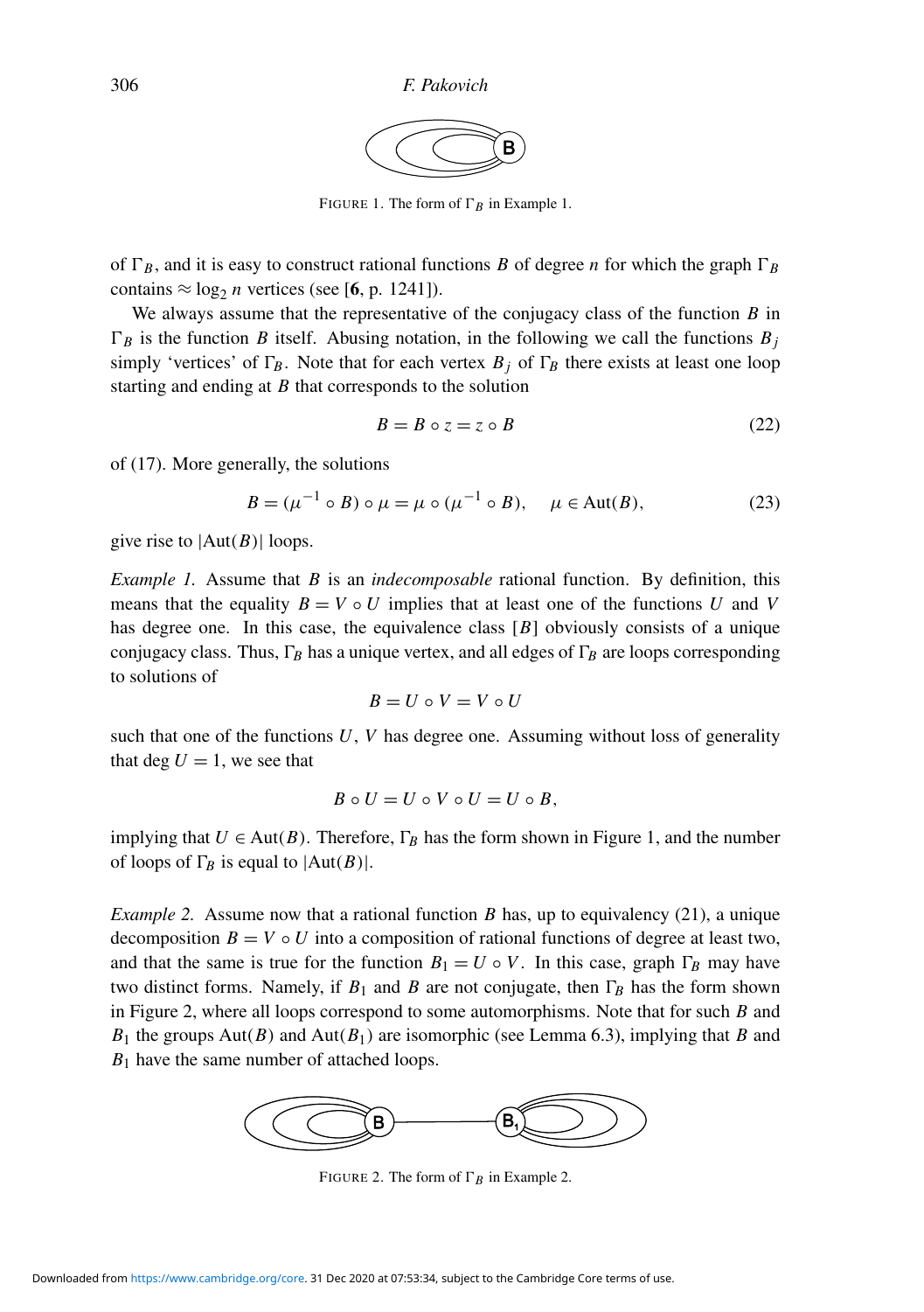FIGURE 1. The form of $\Gamma_B$ in Example 1.

of $\Gamma_B$, and it is easy to construct rational functions $B$ of degree $n$ for which the graph $\Gamma_B$ contains $\approx \log_2 n$ vertices (see [**6**, p. 1241]).

We always assume that the representative of the conjugacy class of the function $B$ in $\Gamma_B$ is the function $B$ itself. Abusing notation, in the following we call the functions $B_j$ simply 'vertices' of $\Gamma_B$. Note that for each vertex $B_j$ of $\Gamma_B$ there exists at least one loop starting and ending at $B$ that corresponds to the solution

$$B = B \circ z = z \circ B \tag{22}$$

of (17). More generally, the solutions

$$B = (\mu^{-1} \circ B) \circ \mu = \mu \circ (\mu^{-1} \circ B), \quad \mu \in \text{Aut}(B), \tag{23}$$

give rise to $|\text{Aut}(B)|$ loops.

*Example 1.* Assume that $B$ is an *indecomposable* rational function. By definition, this means that the equality $B = V \circ U$ implies that at least one of the functions $U$ and $V$ has degree one. In this case, the equivalence class $[B]$ obviously consists of a unique conjugacy class. Thus, $\Gamma_B$ has a unique vertex, and all edges of $\Gamma_B$ are loops corresponding to solutions of

$$B = U \circ V = V \circ U$$

such that one of the functions $U$, $V$ has degree one. Assuming without loss of generality that $\deg U = 1$, we see that

$$B \circ U = U \circ V \circ U = U \circ B,$$

implying that $U \in \text{Aut}(B)$. Therefore, $\Gamma_B$ has the form shown in Figure 1, and the number of loops of $\Gamma_B$ is equal to $|\text{Aut}(B)|$.

*Example 2.* Assume now that a rational function $B$ has, up to equivalency (21), a unique decomposition $B = V \circ U$ into a composition of rational functions of degree at least two, and that the same is true for the function $B_1 = U \circ V$. In this case, graph $\Gamma_B$ may have two distinct forms. Namely, if $B_1$ and $B$ are not conjugate, then $\Gamma_B$ has the form shown in Figure 2, where all loops correspond to some automorphisms. Note that for such $B$ and $B_1$ the groups $\text{Aut}(B)$ and $\text{Aut}(B_1)$ are isomorphic (see Lemma 6.3), implying that $B$ and $B_1$ have the same number of attached loops.

FIGURE 2. The form of $\Gamma_B$ in Example 2.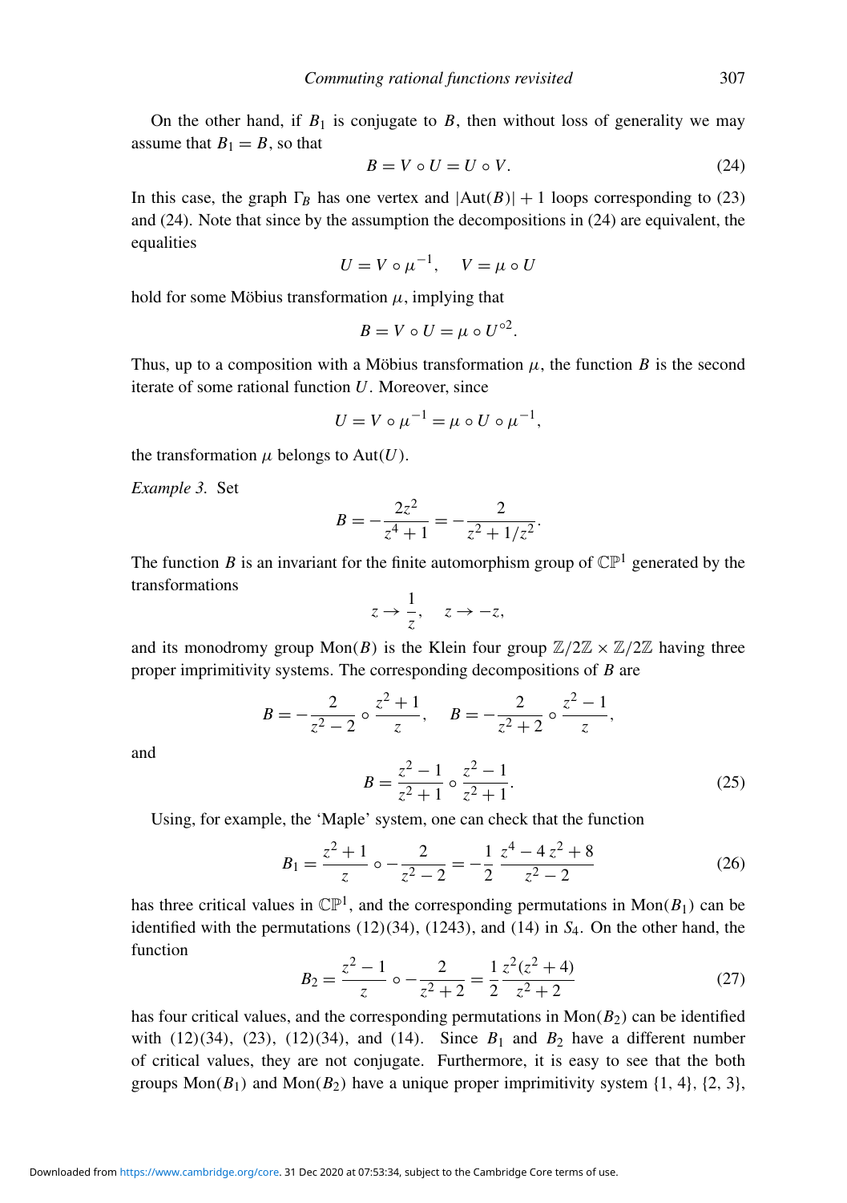On the other hand, if $B_1$ is conjugate to $B$, then without loss of generality we may assume that $B_1 = B$, so that

$$B = V \circ U = U \circ V. \tag{24}$$

In this case, the graph $\Gamma_B$ has one vertex and $|\mathrm{Aut}(B)| + 1$ loops corresponding to (23) and (24). Note that since by the assumption the decompositions in (24) are equivalent, the equalities

$$U = V \circ \mu^{-1}, \quad V = \mu \circ U$$

hold for some Möbius transformation $\mu$, implying that

$$B = V \circ U = \mu \circ U^{\circ 2}.$$

Thus, up to a composition with a Möbius transformation $\mu$, the function $B$ is the second iterate of some rational function $U$. Moreover, since

$$U = V \circ \mu^{-1} = \mu \circ U \circ \mu^{-1},$$

the transformation $\mu$ belongs to $\mathrm{Aut}(U)$.

*Example 3.* Set

$$B = -\frac{2z^2}{z^4 + 1} = -\frac{2}{z^2 + 1/z^2}.$$

The function $B$ is an invariant for the finite automorphism group of $\mathbb{CP}^1$ generated by the transformations

$$z \to \frac{1}{z}, \quad z \to -z,$$

and its monodromy group $\mathrm{Mon}(B)$ is the Klein four group $\mathbb{Z}/2\mathbb{Z} \times \mathbb{Z}/2\mathbb{Z}$ having three proper imprimitivity systems. The corresponding decompositions of $B$ are

$$B = -\frac{2}{z^2 - 2} \circ \frac{z^2 + 1}{z}, \quad B = -\frac{2}{z^2 + 2} \circ \frac{z^2 - 1}{z},$$

and

$$B = \frac{z^2 - 1}{z^2 + 1} \circ \frac{z^2 - 1}{z^2 + 1}. \tag{25}$$

Using, for example, the 'Maple' system, one can check that the function

$$B_1 = \frac{z^2 + 1}{z} \circ -\frac{2}{z^2 - 2} = -\frac{1}{2}\,\frac{z^4 - 4\,z^2 + 8}{z^2 - 2} \tag{26}$$

has three critical values in $\mathbb{CP}^1$, and the corresponding permutations in $\mathrm{Mon}(B_1)$ can be identified with the permutations $(12)(34)$, $(1243)$, and $(14)$ in $S_4$. On the other hand, the function

$$B_2 = \frac{z^2 - 1}{z} \circ -\frac{2}{z^2 + 2} = \frac{1}{2}\,\frac{z^2(z^2 + 4)}{z^2 + 2} \tag{27}$$

has four critical values, and the corresponding permutations in $\mathrm{Mon}(B_2)$ can be identified with $(12)(34)$, $(23)$, $(12)(34)$, and $(14)$. Since $B_1$ and $B_2$ have a different number of critical values, they are not conjugate. Furthermore, it is easy to see that the both groups $\mathrm{Mon}(B_1)$ and $\mathrm{Mon}(B_2)$ have a unique proper imprimitivity system $\{1, 4\}$, $\{2, 3\}$,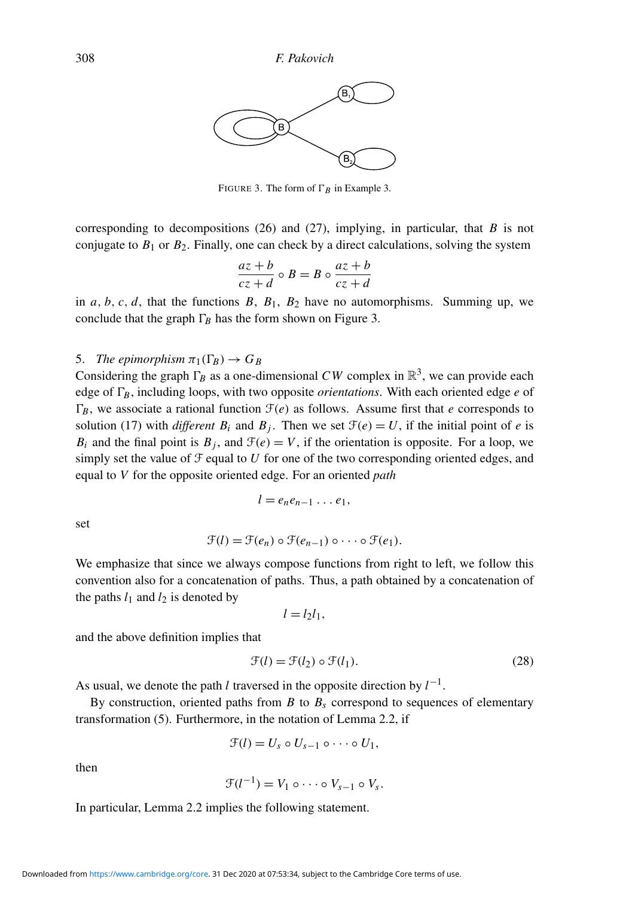FIGURE 3. The form of $\Gamma_B$ in Example 3.

corresponding to decompositions (26) and (27), implying, in particular, that $B$ is not conjugate to $B_1$ or $B_2$. Finally, one can check by a direct calculations, solving the system

$$\frac{az+b}{cz+d} \circ B = B \circ \frac{az+b}{cz+d}$$

in $a, b, c, d$, that the functions $B$, $B_1$, $B_2$ have no automorphisms. Summing up, we conclude that the graph $\Gamma_B$ has the form shown on Figure 3.

5. *The epimorphism* $\pi_1(\Gamma_B) \to G_B$

Considering the graph $\Gamma_B$ as a one-dimensional $CW$ complex in $\mathbb{R}^3$, we can provide each edge of $\Gamma_B$, including loops, with two opposite *orientations*. With each oriented edge $e$ of $\Gamma_B$, we associate a rational function $\mathcal{F}(e)$ as follows. Assume first that $e$ corresponds to solution (17) with *different* $B_i$ and $B_j$. Then we set $\mathcal{F}(e) = U$, if the initial point of $e$ is $B_i$ and the final point is $B_j$, and $\mathcal{F}(e) = V$, if the orientation is opposite. For a loop, we simply set the value of $\mathcal{F}$ equal to $U$ for one of the two corresponding oriented edges, and equal to $V$ for the opposite oriented edge. For an oriented *path*

$$l = e_n e_{n-1} \dots e_1,$$

set

$$\mathcal{F}(l) = \mathcal{F}(e_n) \circ \mathcal{F}(e_{n-1}) \circ \dots \circ \mathcal{F}(e_1).$$

We emphasize that since we always compose functions from right to left, we follow this convention also for a concatenation of paths. Thus, a path obtained by a concatenation of the paths $l_1$ and $l_2$ is denoted by

$$l = l_2 l_1,$$

and the above definition implies that

$$\mathcal{F}(l) = \mathcal{F}(l_2) \circ \mathcal{F}(l_1). \tag{28}$$

As usual, we denote the path $l$ traversed in the opposite direction by $l^{-1}$.

By construction, oriented paths from $B$ to $B_s$ correspond to sequences of elementary transformation (5). Furthermore, in the notation of Lemma 2.2, if

$$\mathcal{F}(l) = U_s \circ U_{s-1} \circ \dots \circ U_1,$$

then

$$\mathcal{F}(l^{-1}) = V_1 \circ \dots \circ V_{s-1} \circ V_s.$$

In particular, Lemma 2.2 implies the following statement.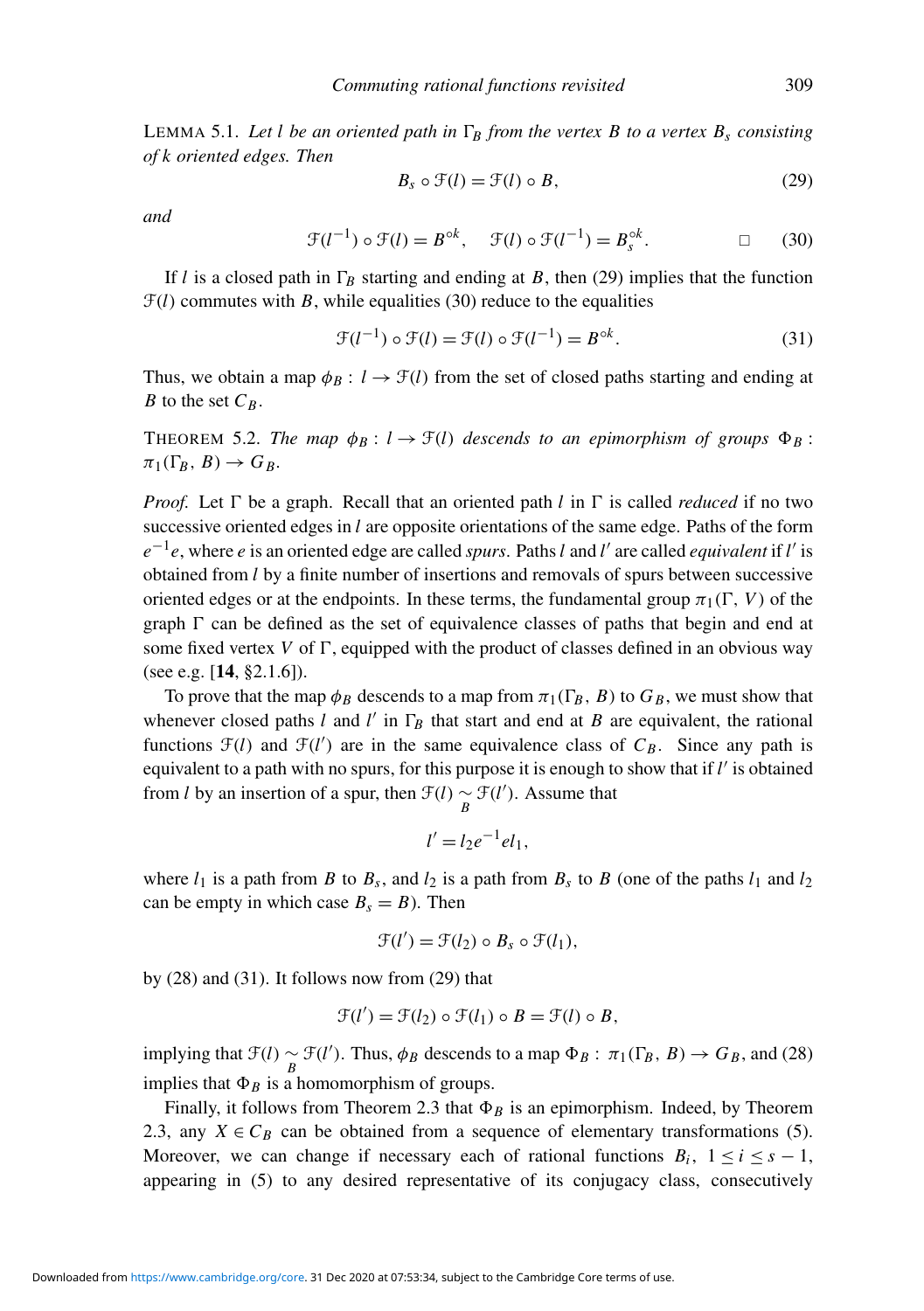LEMMA 5.1. *Let $l$ be an oriented path in $\Gamma_B$ from the vertex $B$ to a vertex $B_s$ consisting of $k$ oriented edges. Then*

$$B_s \circ \mathcal{F}(l) = \mathcal{F}(l) \circ B, \tag{29}$$

*and*

$$\mathcal{F}(l^{-1}) \circ \mathcal{F}(l) = B^{\circ k}, \quad \mathcal{F}(l) \circ \mathcal{F}(l^{-1}) = B_s^{\circ k}. \qquad \square \tag{30}$$

If $l$ is a closed path in $\Gamma_B$ starting and ending at $B$, then (29) implies that the function $\mathcal{F}(l)$ commutes with $B$, while equalities (30) reduce to the equalities

$$\mathcal{F}(l^{-1}) \circ \mathcal{F}(l) = \mathcal{F}(l) \circ \mathcal{F}(l^{-1}) = B^{\circ k}. \tag{31}$$

Thus, we obtain a map $\phi_B : l \to \mathcal{F}(l)$ from the set of closed paths starting and ending at $B$ to the set $C_B$.

THEOREM 5.2. *The map $\phi_B : l \to \mathcal{F}(l)$ descends to an epimorphism of groups $\Phi_B : \pi_1(\Gamma_B, B) \to G_B$.*

*Proof.* Let $\Gamma$ be a graph. Recall that an oriented path $l$ in $\Gamma$ is called *reduced* if no two successive oriented edges in $l$ are opposite orientations of the same edge. Paths of the form $e^{-1}e$, where $e$ is an oriented edge are called *spurs*. Paths $l$ and $l'$ are called *equivalent* if $l'$ is obtained from $l$ by a finite number of insertions and removals of spurs between successive oriented edges or at the endpoints. In these terms, the fundamental group $\pi_1(\Gamma, V)$ of the graph $\Gamma$ can be defined as the set of equivalence classes of paths that begin and end at some fixed vertex $V$ of $\Gamma$, equipped with the product of classes defined in an obvious way (see e.g. [**14**, §2.1.6]).

To prove that the map $\phi_B$ descends to a map from $\pi_1(\Gamma_B, B)$ to $G_B$, we must show that whenever closed paths $l$ and $l'$ in $\Gamma_B$ that start and end at $B$ are equivalent, the rational functions $\mathcal{F}(l)$ and $\mathcal{F}(l')$ are in the same equivalence class of $C_B$. Since any path is equivalent to a path with no spurs, for this purpose it is enough to show that if $l'$ is obtained from $l$ by an insertion of a spur, then $\mathcal{F}(l) \underset{B}{\sim} \mathcal{F}(l')$. Assume that

$$l' = l_2 e^{-1} e l_1,$$

where $l_1$ is a path from $B$ to $B_s$, and $l_2$ is a path from $B_s$ to $B$ (one of the paths $l_1$ and $l_2$ can be empty in which case $B_s = B$). Then

$$\mathcal{F}(l') = \mathcal{F}(l_2) \circ B_s \circ \mathcal{F}(l_1),$$

by (28) and (31). It follows now from (29) that

$$\mathcal{F}(l') = \mathcal{F}(l_2) \circ \mathcal{F}(l_1) \circ B = \mathcal{F}(l) \circ B,$$

implying that $\mathcal{F}(l) \underset{B}{\sim} \mathcal{F}(l')$. Thus, $\phi_B$ descends to a map $\Phi_B : \pi_1(\Gamma_B, B) \to G_B$, and (28) implies that $\Phi_B$ is a homomorphism of groups.

Finally, it follows from Theorem 2.3 that $\Phi_B$ is an epimorphism. Indeed, by Theorem 2.3, any $X \in C_B$ can be obtained from a sequence of elementary transformations (5). Moreover, we can change if necessary each of rational functions $B_i$, $1 \leq i \leq s-1$, appearing in (5) to any desired representative of its conjugacy class, consecutively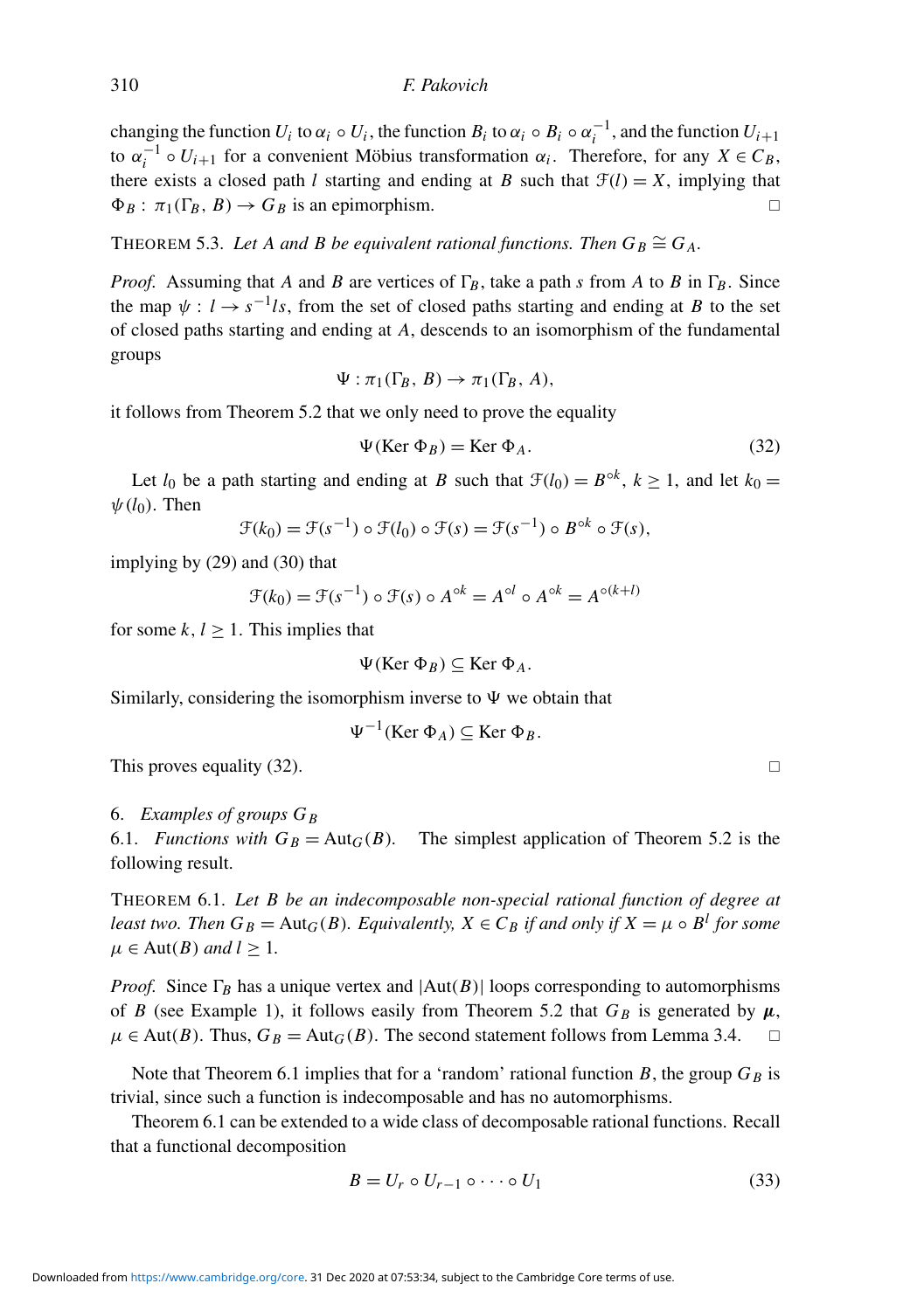changing the function $U_i$ to $\alpha_i \circ U_i$, the function $B_i$ to $\alpha_i \circ B_i \circ \alpha_i^{-1}$, and the function $U_{i+1}$ to $\alpha_i^{-1} \circ U_{i+1}$ for a convenient Möbius transformation $\alpha_i$. Therefore, for any $X \in C_B$, there exists a closed path $l$ starting and ending at $B$ such that $\mathcal{F}(l) = X$, implying that $\Phi_B : \pi_1(\Gamma_B, B) \to G_B$ is an epimorphism. □

THEOREM 5.3. *Let $A$ and $B$ be equivalent rational functions. Then $G_B \cong G_A$.*

*Proof.* Assuming that $A$ and $B$ are vertices of $\Gamma_B$, take a path $s$ from $A$ to $B$ in $\Gamma_B$. Since the map $\psi : l \to s^{-1} l s$, from the set of closed paths starting and ending at $B$ to the set of closed paths starting and ending at $A$, descends to an isomorphism of the fundamental groups

$$\Psi : \pi_1(\Gamma_B, B) \to \pi_1(\Gamma_B, A),$$

it follows from Theorem 5.2 that we only need to prove the equality

$$\Psi(\text{Ker } \Phi_B) = \text{Ker } \Phi_A. \tag{32}$$

Let $l_0$ be a path starting and ending at $B$ such that $\mathcal{F}(l_0) = B^{\circ k}$, $k \geq 1$, and let $k_0 = \psi(l_0)$. Then

$$\mathcal{F}(k_0) = \mathcal{F}(s^{-1}) \circ \mathcal{F}(l_0) \circ \mathcal{F}(s) = \mathcal{F}(s^{-1}) \circ B^{\circ k} \circ \mathcal{F}(s),$$

implying by (29) and (30) that

$$\mathcal{F}(k_0) = \mathcal{F}(s^{-1}) \circ \mathcal{F}(s) \circ A^{\circ k} = A^{\circ l} \circ A^{\circ k} = A^{\circ (k+l)}$$

for some $k, l \geq 1$. This implies that

$$\Psi(\text{Ker } \Phi_B) \subseteq \text{Ker } \Phi_A.$$

Similarly, considering the isomorphism inverse to $\Psi$ we obtain that

$$\Psi^{-1}(\text{Ker } \Phi_A) \subseteq \text{Ker } \Phi_B.$$

This proves equality (32). □

## 6. *Examples of groups $G_B$*

6.1. *Functions with $G_B = \text{Aut}_G(B)$.* The simplest application of Theorem 5.2 is the following result.

THEOREM 6.1. *Let $B$ be an indecomposable non-special rational function of degree at least two. Then $G_B = \text{Aut}_G(B)$. Equivalently, $X \in C_B$ if and only if $X = \mu \circ B^l$ for some $\mu \in \text{Aut}(B)$ and $l \geq 1$.*

*Proof.* Since $\Gamma_B$ has a unique vertex and $|\text{Aut}(B)|$ loops corresponding to automorphisms of $B$ (see Example 1), it follows easily from Theorem 5.2 that $G_B$ is generated by $\boldsymbol{\mu}$, $\mu \in \text{Aut}(B)$. Thus, $G_B = \text{Aut}_G(B)$. The second statement follows from Lemma 3.4. □

Note that Theorem 6.1 implies that for a 'random' rational function $B$, the group $G_B$ is trivial, since such a function is indecomposable and has no automorphisms.

Theorem 6.1 can be extended to a wide class of decomposable rational functions. Recall that a functional decomposition

$$B = U_r \circ U_{r-1} \circ \cdots \circ U_1 \tag{33}$$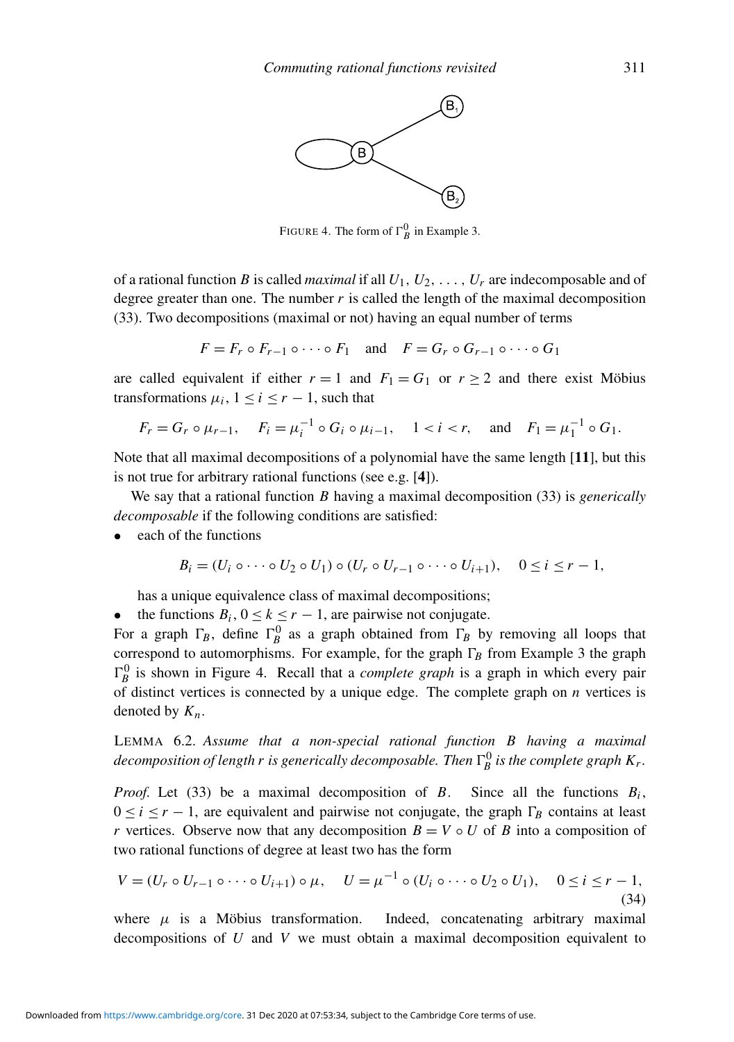FIGURE 4. The form of $\Gamma_B^0$ in Example 3.

of a rational function $B$ is called *maximal* if all $U_1, U_2, \dots, U_r$ are indecomposable and of degree greater than one. The number $r$ is called the length of the maximal decomposition (33). Two decompositions (maximal or not) having an equal number of terms

$$F = F_r \circ F_{r-1} \circ \cdots \circ F_1 \quad \text{and} \quad F = G_r \circ G_{r-1} \circ \cdots \circ G_1$$

are called equivalent if either $r = 1$ and $F_1 = G_1$ or $r \geq 2$ and there exist Möbius transformations $\mu_i$, $1 \leq i \leq r-1$, such that

$$F_r = G_r \circ \mu_{r-1}, \quad F_i = \mu_i^{-1} \circ G_i \circ \mu_{i-1}, \quad 1 < i < r, \quad \text{and} \quad F_1 = \mu_1^{-1} \circ G_1.$$

Note that all maximal decompositions of a polynomial have the same length [**11**], but this is not true for arbitrary rational functions (see e.g. [**4**]).

We say that a rational function $B$ having a maximal decomposition (33) is *generically decomposable* if the following conditions are satisfied:

- each of the functions

$$B_i = (U_i \circ \cdots \circ U_2 \circ U_1) \circ (U_r \circ U_{r-1} \circ \cdots \circ U_{i+1}), \quad 0 \leq i \leq r-1,$$

  has a unique equivalence class of maximal decompositions;
- the functions $B_i$, $0 \leq k \leq r-1$, are pairwise not conjugate.

For a graph $\Gamma_B$, define $\Gamma_B^0$ as a graph obtained from $\Gamma_B$ by removing all loops that correspond to automorphisms. For example, for the graph $\Gamma_B$ from Example 3 the graph $\Gamma_B^0$ is shown in Figure 4. Recall that a *complete graph* is a graph in which every pair of distinct vertices is connected by a unique edge. The complete graph on $n$ vertices is denoted by $K_n$.

LEMMA 6.2. *Assume that a non-special rational function $B$ having a maximal decomposition of length $r$ is generically decomposable. Then $\Gamma_B^0$ is the complete graph $K_r$.*

*Proof.* Let (33) be a maximal decomposition of $B$. Since all the functions $B_i$, $0 \leq i \leq r-1$, are equivalent and pairwise not conjugate, the graph $\Gamma_B$ contains at least $r$ vertices. Observe now that any decomposition $B = V \circ U$ of $B$ into a composition of two rational functions of degree at least two has the form

$$V = (U_r \circ U_{r-1} \circ \cdots \circ U_{i+1}) \circ \mu, \quad U = \mu^{-1} \circ (U_i \circ \cdots \circ U_2 \circ U_1), \quad 0 \leq i \leq r-1, \tag{34}$$

where $\mu$ is a Möbius transformation. Indeed, concatenating arbitrary maximal decompositions of $U$ and $V$ we must obtain a maximal decomposition equivalent to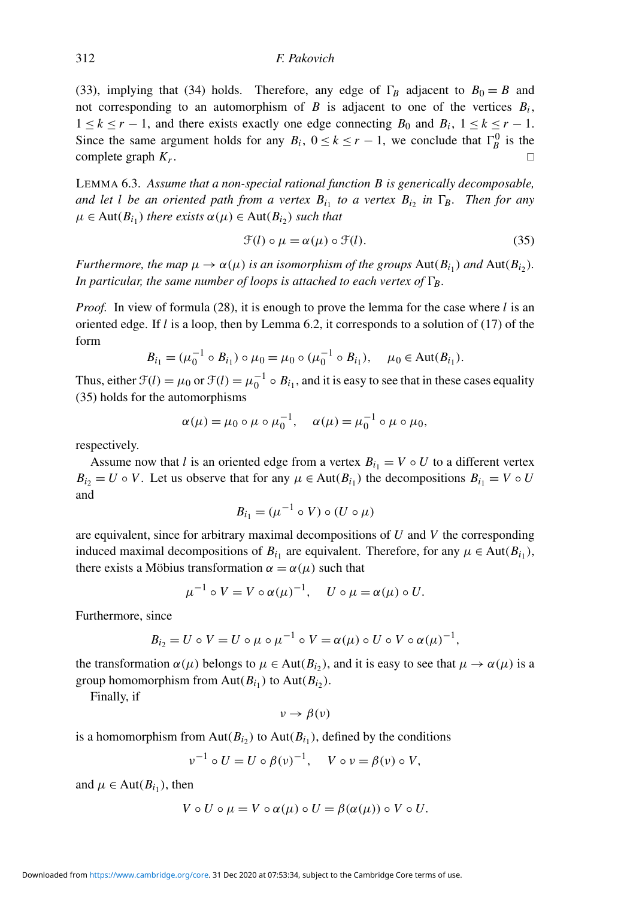(33), implying that (34) holds. Therefore, any edge of $\Gamma_B$ adjacent to $B_0 = B$ and not corresponding to an automorphism of $B$ is adjacent to one of the vertices $B_i$, $1 \leq k \leq r-1$, and there exists exactly one edge connecting $B_0$ and $B_i$, $1 \leq k \leq r-1$. Since the same argument holds for any $B_i$, $0 \leq k \leq r-1$, we conclude that $\Gamma_B^0$ is the complete graph $K_r$. □

LEMMA 6.3. *Assume that a non-special rational function $B$ is generically decomposable, and let $l$ be an oriented path from a vertex $B_{i_1}$ to a vertex $B_{i_2}$ in $\Gamma_B$. Then for any $\mu \in \mathrm{Aut}(B_{i_1})$ there exists $\alpha(\mu) \in \mathrm{Aut}(B_{i_2})$ such that*

$$\mathcal{F}(l) \circ \mu = \alpha(\mu) \circ \mathcal{F}(l). \tag{35}$$

*Furthermore, the map $\mu \to \alpha(\mu)$ is an isomorphism of the groups $\mathrm{Aut}(B_{i_1})$ and $\mathrm{Aut}(B_{i_2})$. In particular, the same number of loops is attached to each vertex of $\Gamma_B$.*

*Proof.* In view of formula (28), it is enough to prove the lemma for the case where $l$ is an oriented edge. If $l$ is a loop, then by Lemma 6.2, it corresponds to a solution of (17) of the form

$$B_{i_1} = (\mu_0^{-1} \circ B_{i_1}) \circ \mu_0 = \mu_0 \circ (\mu_0^{-1} \circ B_{i_1}), \quad \mu_0 \in \mathrm{Aut}(B_{i_1}).$$

Thus, either $\mathcal{F}(l) = \mu_0$ or $\mathcal{F}(l) = \mu_0^{-1} \circ B_{i_1}$, and it is easy to see that in these cases equality (35) holds for the automorphisms

$$\alpha(\mu) = \mu_0 \circ \mu \circ \mu_0^{-1}, \quad \alpha(\mu) = \mu_0^{-1} \circ \mu \circ \mu_0,$$

respectively.

Assume now that $l$ is an oriented edge from a vertex $B_{i_1} = V \circ U$ to a different vertex $B_{i_2} = U \circ V$. Let us observe that for any $\mu \in \mathrm{Aut}(B_{i_1})$ the decompositions $B_{i_1} = V \circ U$ and

$$B_{i_1} = (\mu^{-1} \circ V) \circ (U \circ \mu)$$

are equivalent, since for arbitrary maximal decompositions of $U$ and $V$ the corresponding induced maximal decompositions of $B_{i_1}$ are equivalent. Therefore, for any $\mu \in \mathrm{Aut}(B_{i_1})$, there exists a Möbius transformation $\alpha = \alpha(\mu)$ such that

$$\mu^{-1} \circ V = V \circ \alpha(\mu)^{-1}, \quad U \circ \mu = \alpha(\mu) \circ U.$$

Furthermore, since

$$B_{i_2} = U \circ V = U \circ \mu \circ \mu^{-1} \circ V = \alpha(\mu) \circ U \circ V \circ \alpha(\mu)^{-1},$$

the transformation $\alpha(\mu)$ belongs to $\mu \in \mathrm{Aut}(B_{i_2})$, and it is easy to see that $\mu \to \alpha(\mu)$ is a group homomorphism from $\mathrm{Aut}(B_{i_1})$ to $\mathrm{Aut}(B_{i_2})$.

Finally, if

$$\nu \to \beta(\nu)$$

is a homomorphism from $\mathrm{Aut}(B_{i_2})$ to $\mathrm{Aut}(B_{i_1})$, defined by the conditions

$$\nu^{-1} \circ U = U \circ \beta(\nu)^{-1}, \quad V \circ \nu = \beta(\nu) \circ V,$$

and $\mu \in \mathrm{Aut}(B_{i_1})$, then

$$V \circ U \circ \mu = V \circ \alpha(\mu) \circ U = \beta(\alpha(\mu)) \circ V \circ U.$$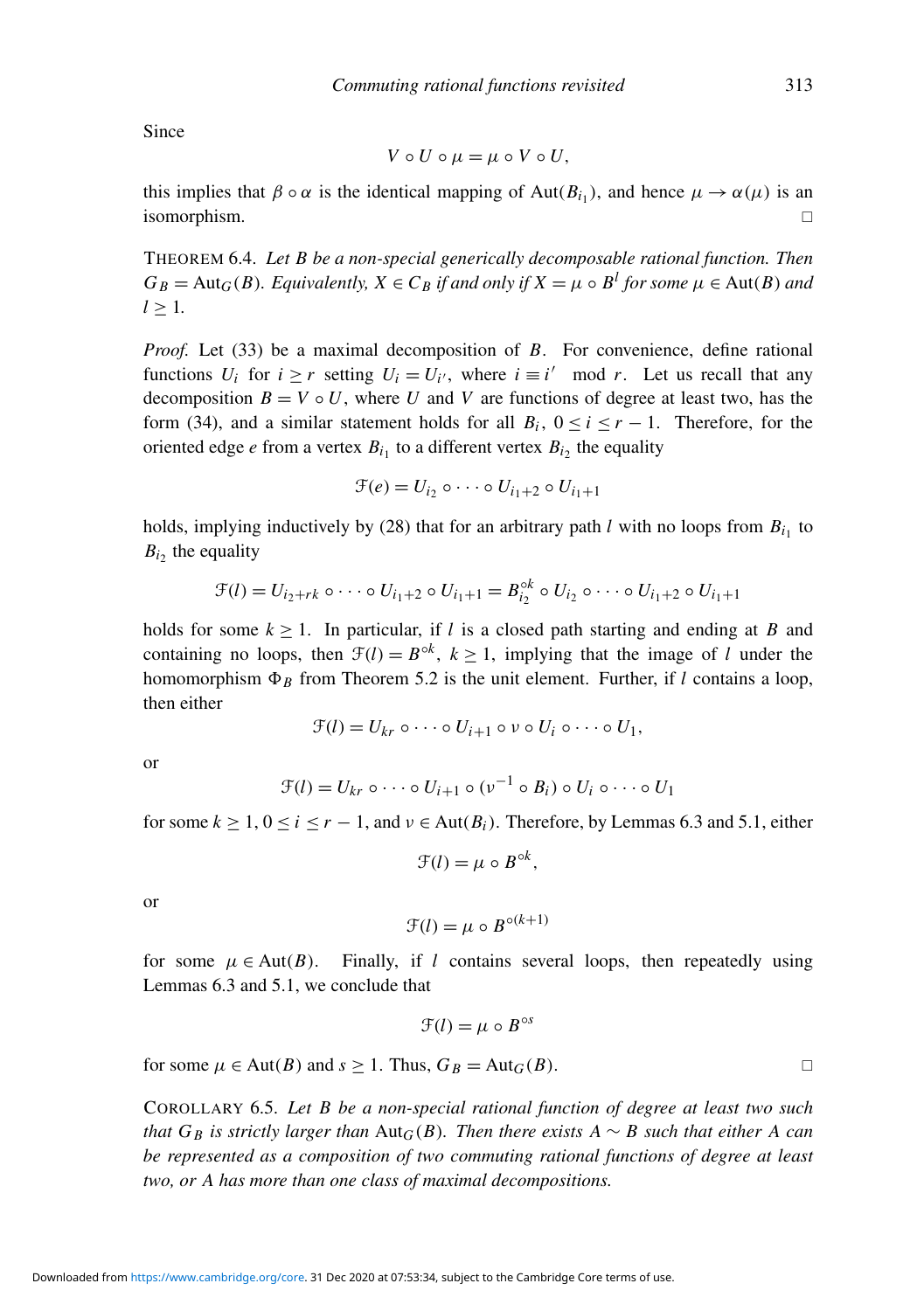Since

$$V \circ U \circ \mu = \mu \circ V \circ U,$$

this implies that $\beta \circ \alpha$ is the identical mapping of $\mathrm{Aut}(B_{i_1})$, and hence $\mu \to \alpha(\mu)$ is an isomorphism. □

THEOREM 6.4. *Let $B$ be a non-special generically decomposable rational function. Then $G_B = \mathrm{Aut}_G(B)$. Equivalently, $X \in C_B$ if and only if $X = \mu \circ B^l$ for some $\mu \in \mathrm{Aut}(B)$ and $l \geq 1$.*

*Proof.* Let (33) be a maximal decomposition of $B$. For convenience, define rational functions $U_i$ for $i \geq r$ setting $U_i = U_{i'}$, where $i \equiv i' \mod r$. Let us recall that any decomposition $B = V \circ U$, where $U$ and $V$ are functions of degree at least two, has the form (34), and a similar statement holds for all $B_i$, $0 \leq i \leq r-1$. Therefore, for the oriented edge $e$ from a vertex $B_{i_1}$ to a different vertex $B_{i_2}$ the equality

$$\mathcal{F}(e) = U_{i_2} \circ \cdots \circ U_{i_1+2} \circ U_{i_1+1}$$

holds, implying inductively by (28) that for an arbitrary path $l$ with no loops from $B_{i_1}$ to $B_{i_2}$ the equality

$$\mathcal{F}(l) = U_{i_2+rk} \circ \cdots \circ U_{i_1+2} \circ U_{i_1+1} = B_{i_2}^{\circ k} \circ U_{i_2} \circ \cdots \circ U_{i_1+2} \circ U_{i_1+1}$$

holds for some $k \geq 1$. In particular, if $l$ is a closed path starting and ending at $B$ and containing no loops, then $\mathcal{F}(l) = B^{\circ k}$, $k \geq 1$, implying that the image of $l$ under the homomorphism $\Phi_B$ from Theorem 5.2 is the unit element. Further, if $l$ contains a loop, then either

$$\mathcal{F}(l) = U_{kr} \circ \cdots \circ U_{i+1} \circ \nu \circ U_i \circ \cdots \circ U_1,$$

or

$$\mathcal{F}(l) = U_{kr} \circ \cdots \circ U_{i+1} \circ (\nu^{-1} \circ B_i) \circ U_i \circ \cdots \circ U_1$$

for some $k \geq 1$, $0 \leq i \leq r-1$, and $\nu \in \mathrm{Aut}(B_i)$. Therefore, by Lemmas 6.3 and 5.1, either

$$\mathcal{F}(l) = \mu \circ B^{\circ k},$$

or

$$\mathcal{F}(l) = \mu \circ B^{\circ(k+1)}$$

for some $\mu \in \mathrm{Aut}(B)$. Finally, if $l$ contains several loops, then repeatedly using Lemmas 6.3 and 5.1, we conclude that

$$\mathcal{F}(l) = \mu \circ B^{\circ s}$$

for some $\mu \in \mathrm{Aut}(B)$ and $s \geq 1$. Thus, $G_B = \mathrm{Aut}_G(B)$. □

COROLLARY 6.5. *Let $B$ be a non-special rational function of degree at least two such that $G_B$ is strictly larger than $\mathrm{Aut}_G(B)$. Then there exists $A \sim B$ such that either $A$ can be represented as a composition of two commuting rational functions of degree at least two, or $A$ has more than one class of maximal decompositions.*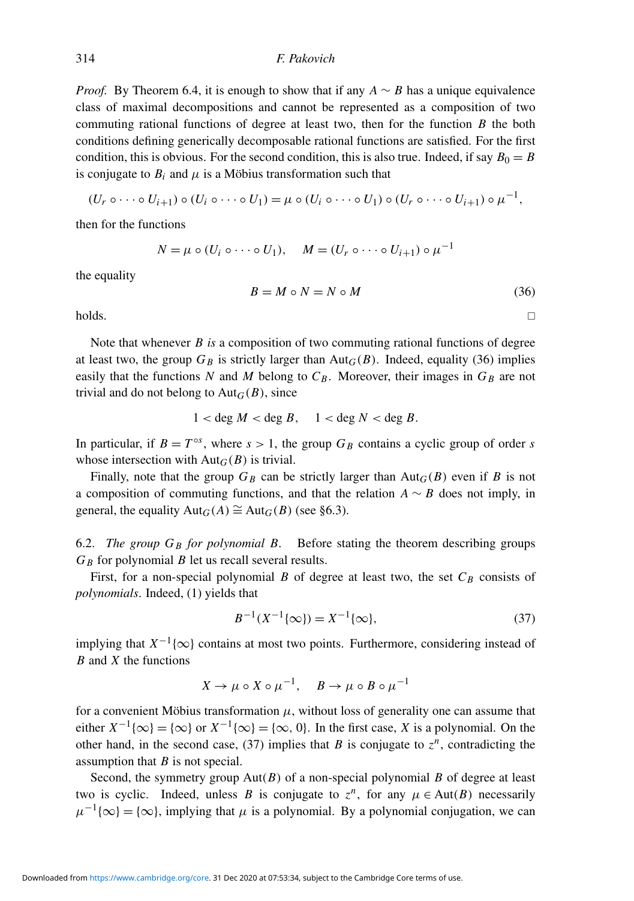*Proof.* By Theorem 6.4, it is enough to show that if any $A \sim B$ has a unique equivalence class of maximal decompositions and cannot be represented as a composition of two commuting rational functions of degree at least two, then for the function $B$ the both conditions defining generically decomposable rational functions are satisfied. For the first condition, this is obvious. For the second condition, this is also true. Indeed, if say $B_0 = B$ is conjugate to $B_i$ and $\mu$ is a Möbius transformation such that

$$(U_r \circ \cdots \circ U_{i+1}) \circ (U_i \circ \cdots \circ U_1) = \mu \circ (U_i \circ \cdots \circ U_1) \circ (U_r \circ \cdots \circ U_{i+1}) \circ \mu^{-1},$$

then for the functions

$$N = \mu \circ (U_i \circ \cdots \circ U_1), \quad M = (U_r \circ \cdots \circ U_{i+1}) \circ \mu^{-1}$$

the equality

$$B = M \circ N = N \circ M \tag{36}$$

holds. □

Note that whenever $B$ *is* a composition of two commuting rational functions of degree at least two, the group $G_B$ is strictly larger than $\mathrm{Aut}_G(B)$. Indeed, equality (36) implies easily that the functions $N$ and $M$ belong to $C_B$. Moreover, their images in $G_B$ are not trivial and do not belong to $\mathrm{Aut}_G(B)$, since

$$1 < \deg M < \deg B, \quad 1 < \deg N < \deg B.$$

In particular, if $B = T^{\circ s}$, where $s > 1$, the group $G_B$ contains a cyclic group of order $s$ whose intersection with $\mathrm{Aut}_G(B)$ is trivial.

Finally, note that the group $G_B$ can be strictly larger than $\mathrm{Aut}_G(B)$ even if $B$ is not a composition of commuting functions, and that the relation $A \sim B$ does not imply, in general, the equality $\mathrm{Aut}_G(A) \cong \mathrm{Aut}_G(B)$ (see §6.3).

6.2. *The group $G_B$ for polynomial $B$.* Before stating the theorem describing groups $G_B$ for polynomial $B$ let us recall several results.

First, for a non-special polynomial $B$ of degree at least two, the set $C_B$ consists of *polynomials*. Indeed, (1) yields that

$$B^{-1}(X^{-1}\{\infty\}) = X^{-1}\{\infty\}, \tag{37}$$

implying that $X^{-1}\{\infty\}$ contains at most two points. Furthermore, considering instead of $B$ and $X$ the functions

$$X \to \mu \circ X \circ \mu^{-1}, \quad B \to \mu \circ B \circ \mu^{-1}$$

for a convenient Möbius transformation $\mu$, without loss of generality one can assume that either $X^{-1}\{\infty\} = \{\infty\}$ or $X^{-1}\{\infty\} = \{\infty, 0\}$. In the first case, $X$ is a polynomial. On the other hand, in the second case, (37) implies that $B$ is conjugate to $z^n$, contradicting the assumption that $B$ is not special.

Second, the symmetry group $\mathrm{Aut}(B)$ of a non-special polynomial $B$ of degree at least two is cyclic. Indeed, unless $B$ is conjugate to $z^n$, for any $\mu \in \mathrm{Aut}(B)$ necessarily $\mu^{-1}\{\infty\} = \{\infty\}$, implying that $\mu$ is a polynomial. By a polynomial conjugation, we can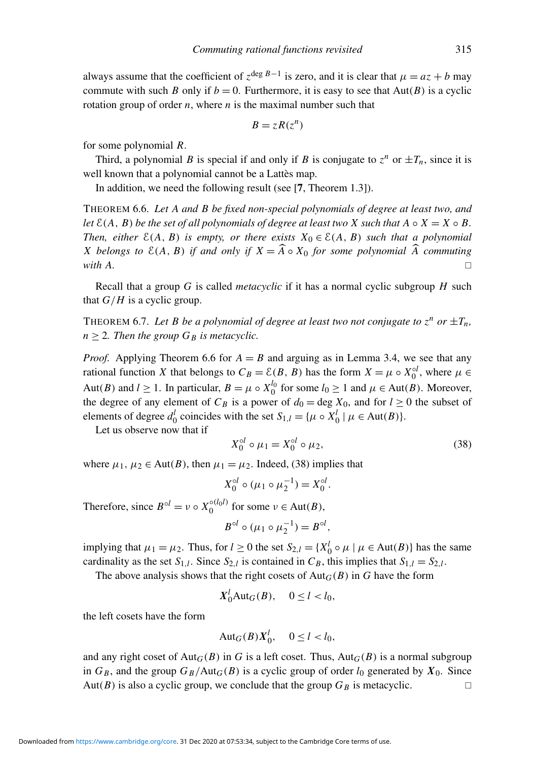always assume that the coefficient of $z^{\deg B-1}$ is zero, and it is clear that $\mu = az + b$ may commute with such $B$ only if $b = 0$. Furthermore, it is easy to see that $\text{Aut}(B)$ is a cyclic rotation group of order $n$, where $n$ is the maximal number such that

$$B = zR(z^n)$$

for some polynomial $R$.

Third, a polynomial $B$ is special if and only if $B$ is conjugate to $z^n$ or $\pm T_n$, since it is well known that a polynomial cannot be a Lattès map.

In addition, we need the following result (see [**7**, Theorem 1.3]).

THEOREM 6.6. *Let $A$ and $B$ be fixed non-special polynomials of degree at least two, and let $\mathcal{E}(A, B)$ be the set of all polynomials of degree at least two $X$ such that $A \circ X = X \circ B$. Then, either $\mathcal{E}(A, B)$ is empty, or there exists $X_0 \in \mathcal{E}(A, B)$ such that a polynomial $X$ belongs to $\mathcal{E}(A, B)$ if and only if $X = \widehat{A} \circ X_0$ for some polynomial $\widehat{A}$ commuting with $A$.* □

Recall that a group $G$ is called *metacyclic* if it has a normal cyclic subgroup $H$ such that $G/H$ is a cyclic group.

THEOREM 6.7. *Let $B$ be a polynomial of degree at least two not conjugate to $z^n$ or $\pm T_n$, $n \geq 2$. Then the group $G_B$ is metacyclic.*

*Proof.* Applying Theorem 6.6 for $A = B$ and arguing as in Lemma 3.4, we see that any rational function $X$ that belongs to $C_B = \mathcal{E}(B, B)$ has the form $X = \mu \circ X_0^{\circ l}$, where $\mu \in \text{Aut}(B)$ and $l \geq 1$. In particular, $B = \mu \circ X_0^{l_0}$ for some $l_0 \geq 1$ and $\mu \in \text{Aut}(B)$. Moreover, the degree of any element of $C_B$ is a power of $d_0 = \deg X_0$, and for $l \geq 0$ the subset of elements of degree $d_0^l$ coincides with the set $S_{1,l} = \{\mu \circ X_0^l \mid \mu \in \text{Aut}(B)\}$.

Let us observe now that if

$$X_0^{\circ l} \circ \mu_1 = X_0^{\circ l} \circ \mu_2, \tag{38}$$

where $\mu_1, \mu_2 \in \text{Aut}(B)$, then $\mu_1 = \mu_2$. Indeed, (38) implies that

$$X_0^{\circ l} \circ (\mu_1 \circ \mu_2^{-1}) = X_0^{\circ l}.$$

Therefore, since $B^{\circ l} = \nu \circ X_0^{\circ (l_0 l)}$ for some $\nu \in \text{Aut}(B)$,

$$B^{\circ l} \circ (\mu_1 \circ \mu_2^{-1}) = B^{\circ l},$$

implying that $\mu_1 = \mu_2$. Thus, for $l \geq 0$ the set $S_{2,l} = \{X_0^l \circ \mu \mid \mu \in \text{Aut}(B)\}$ has the same cardinality as the set $S_{1,l}$. Since $S_{2,l}$ is contained in $C_B$, this implies that $S_{1,l} = S_{2,l}$.

The above analysis shows that the right cosets of $\text{Aut}_G(B)$ in $G$ have the form

$$\boldsymbol{X}_0^l \text{Aut}_G(B), \quad 0 \leq l < l_0,$$

the left cosets have the form

$$\text{Aut}_G(B) \boldsymbol{X}_0^l, \quad 0 \leq l < l_0,$$

and any right coset of $\text{Aut}_G(B)$ in $G$ is a left coset. Thus, $\text{Aut}_G(B)$ is a normal subgroup in $G_B$, and the group $G_B/\text{Aut}_G(B)$ is a cyclic group of order $l_0$ generated by $\boldsymbol{X}_0$. Since $\text{Aut}(B)$ is also a cyclic group, we conclude that the group $G_B$ is metacyclic. □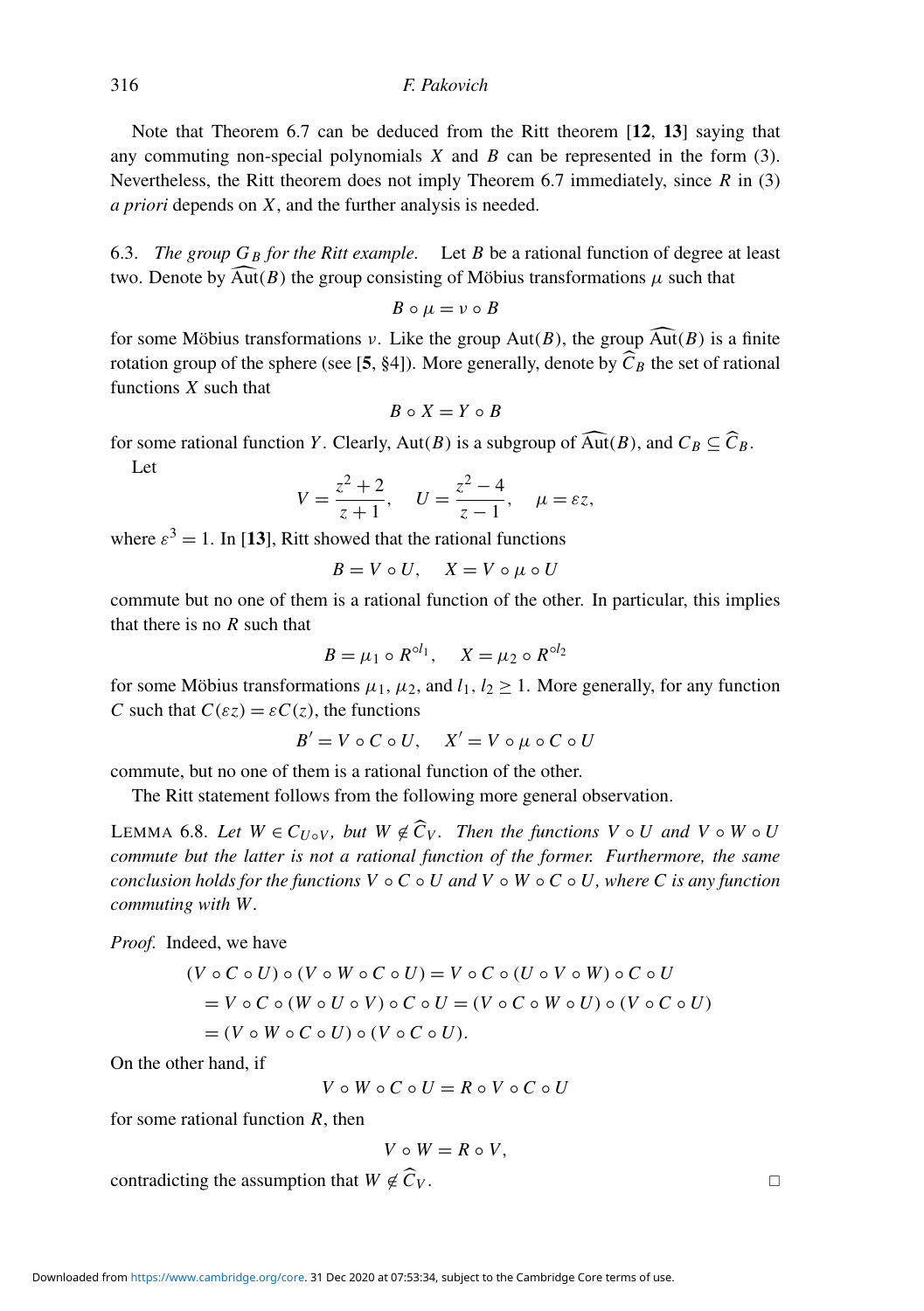Note that Theorem 6.7 can be deduced from the Ritt theorem [**12**, **13**] saying that any commuting non-special polynomials $X$ and $B$ can be represented in the form (3). Nevertheless, the Ritt theorem does not imply Theorem 6.7 immediately, since $R$ in (3) *a priori* depends on $X$, and the further analysis is needed.

6.3. *The group $G_B$ for the Ritt example.* Let $B$ be a rational function of degree at least two. Denote by $\widehat{\mathrm{Aut}}(B)$ the group consisting of Möbius transformations $\mu$ such that

$$B \circ \mu = \nu \circ B$$

for some Möbius transformations $\nu$. Like the group $\mathrm{Aut}(B)$, the group $\widehat{\mathrm{Aut}}(B)$ is a finite rotation group of the sphere (see [**5**, §4]). More generally, denote by $\widehat{C}_B$ the set of rational functions $X$ such that

$$B \circ X = Y \circ B$$

for some rational function $Y$. Clearly, $\mathrm{Aut}(B)$ is a subgroup of $\widehat{\mathrm{Aut}}(B)$, and $C_B \subseteq \widehat{C}_B$.

Let

$$V = \frac{z^2+2}{z+1}, \qquad U = \frac{z^2-4}{z-1}, \qquad \mu = \varepsilon z,$$

where $\varepsilon^3 = 1$. In [**13**], Ritt showed that the rational functions

$$B = V \circ U, \qquad X = V \circ \mu \circ U$$

commute but no one of them is a rational function of the other. In particular, this implies that there is no $R$ such that

$$B = \mu_1 \circ R^{\circ l_1}, \qquad X = \mu_2 \circ R^{\circ l_2}$$

for some Möbius transformations $\mu_1$, $\mu_2$, and $l_1, l_2 \geq 1$. More generally, for any function $C$ such that $C(\varepsilon z) = \varepsilon C(z)$, the functions

$$B' = V \circ C \circ U, \qquad X' = V \circ \mu \circ C \circ U$$

commute, but no one of them is a rational function of the other.

The Ritt statement follows from the following more general observation.

LEMMA 6.8. *Let $W \in C_{U \circ V}$, but $W \notin \widehat{C}_V$. Then the functions $V \circ U$ and $V \circ W \circ U$ commute but the latter is not a rational function of the former. Furthermore, the same conclusion holds for the functions $V \circ C \circ U$ and $V \circ W \circ C \circ U$, where $C$ is any function commuting with $W$.*

*Proof.* Indeed, we have

$$\begin{aligned}(V \circ C \circ U) \circ (V \circ W \circ C \circ U) &= V \circ C \circ (U \circ V \circ W) \circ C \circ U \\ &= V \circ C \circ (W \circ U \circ V) \circ C \circ U = (V \circ C \circ W \circ U) \circ (V \circ C \circ U) \\ &= (V \circ W \circ C \circ U) \circ (V \circ C \circ U).\end{aligned}$$

On the other hand, if

$$V \circ W \circ C \circ U = R \circ V \circ C \circ U$$

for some rational function $R$, then

$$V \circ W = R \circ V,$$

contradicting the assumption that $W \notin \widehat{C}_V$. □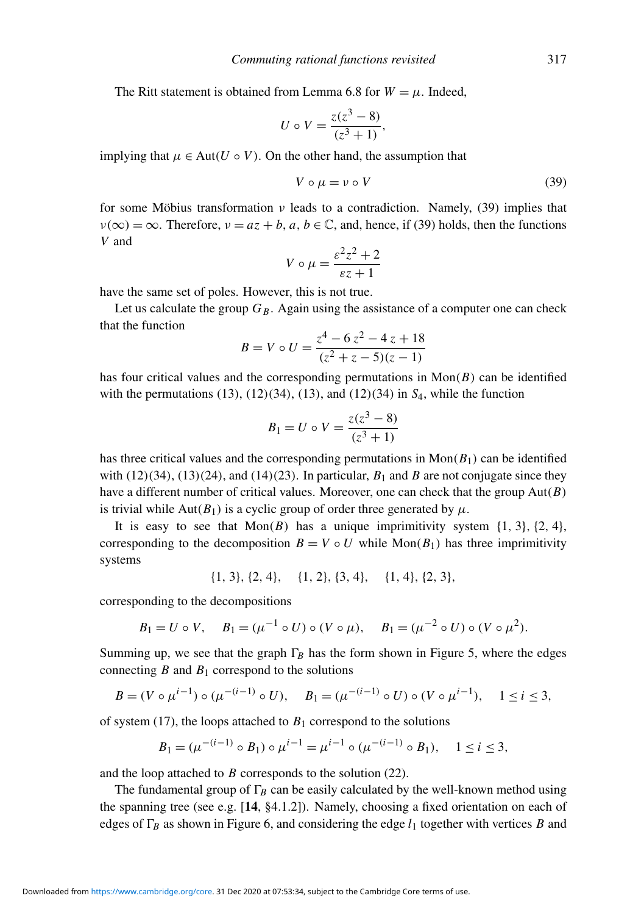The Ritt statement is obtained from Lemma 6.8 for $W = \mu$. Indeed,

$$U \circ V = \frac{z(z^3 - 8)}{(z^3 + 1)},$$

implying that $\mu \in \text{Aut}(U \circ V)$. On the other hand, the assumption that

$$V \circ \mu = \nu \circ V \tag{39}$$

for some Möbius transformation $\nu$ leads to a contradiction. Namely, (39) implies that $\nu(\infty) = \infty$. Therefore, $\nu = az + b$, $a, b \in \mathbb{C}$, and, hence, if (39) holds, then the functions $V$ and

$$V \circ \mu = \frac{\varepsilon^2 z^2 + 2}{\varepsilon z + 1}$$

have the same set of poles. However, this is not true.

Let us calculate the group $G_B$. Again using the assistance of a computer one can check that the function

$$B = V \circ U = \frac{z^4 - 6\,z^2 - 4\,z + 18}{(z^2 + z - 5)(z - 1)}$$

has four critical values and the corresponding permutations in $\text{Mon}(B)$ can be identified with the permutations (13), (12)(34), (13), and (12)(34) in $S_4$, while the function

$$B_1 = U \circ V = \frac{z(z^3 - 8)}{(z^3 + 1)}$$

has three critical values and the corresponding permutations in $\text{Mon}(B_1)$ can be identified with (12)(34), (13)(24), and (14)(23). In particular, $B_1$ and $B$ are not conjugate since they have a different number of critical values. Moreover, one can check that the group $\text{Aut}(B)$ is trivial while $\text{Aut}(B_1)$ is a cyclic group of order three generated by $\mu$.

It is easy to see that $\text{Mon}(B)$ has a unique imprimitivity system $\{1, 3\}, \{2, 4\}$, corresponding to the decomposition $B = V \circ U$ while $\text{Mon}(B_1)$ has three imprimitivity systems

$$\{1, 3\}, \{2, 4\}, \quad \{1, 2\}, \{3, 4\}, \quad \{1, 4\}, \{2, 3\},$$

corresponding to the decompositions

$$B_1 = U \circ V, \quad B_1 = (\mu^{-1} \circ U) \circ (V \circ \mu), \quad B_1 = (\mu^{-2} \circ U) \circ (V \circ \mu^2).$$

Summing up, we see that the graph $\Gamma_B$ has the form shown in Figure 5, where the edges connecting $B$ and $B_1$ correspond to the solutions

$$B = (V \circ \mu^{i-1}) \circ (\mu^{-(i-1)} \circ U), \quad B_1 = (\mu^{-(i-1)} \circ U) \circ (V \circ \mu^{i-1}), \quad 1 \le i \le 3,$$

of system (17), the loops attached to $B_1$ correspond to the solutions

$$B_1 = (\mu^{-(i-1)} \circ B_1) \circ \mu^{i-1} = \mu^{i-1} \circ (\mu^{-(i-1)} \circ B_1), \quad 1 \le i \le 3,$$

and the loop attached to $B$ corresponds to the solution (22).

The fundamental group of $\Gamma_B$ can be easily calculated by the well-known method using the spanning tree (see e.g. [**14**, §4.1.2]). Namely, choosing a fixed orientation on each of edges of $\Gamma_B$ as shown in Figure 6, and considering the edge $l_1$ together with vertices $B$ and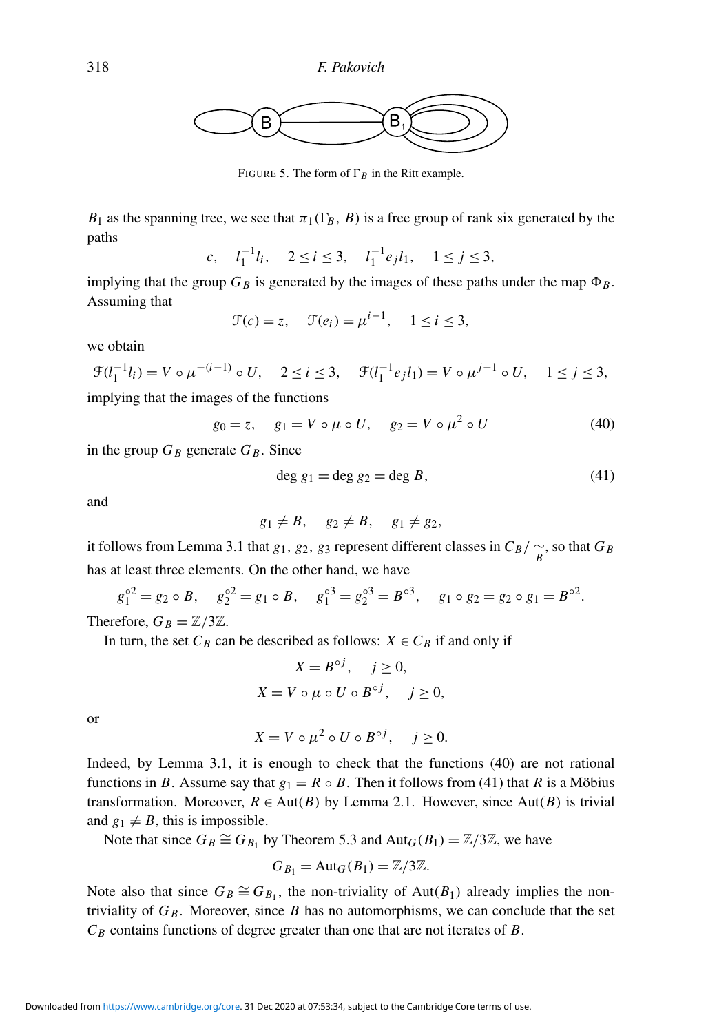FIGURE 5. The form of $\Gamma_B$ in the Ritt example.

$B_1$ as the spanning tree, we see that $\pi_1(\Gamma_B, B)$ is a free group of rank six generated by the paths

$$c, \quad l_1^{-1}l_i, \quad 2 \le i \le 3, \quad l_1^{-1}e_j l_1, \quad 1 \le j \le 3,$$

implying that the group $G_B$ is generated by the images of these paths under the map $\Phi_B$. Assuming that

$$\mathcal{F}(c) = z, \quad \mathcal{F}(e_i) = \mu^{i-1}, \quad 1 \le i \le 3,$$

we obtain

$$\mathcal{F}(l_1^{-1}l_i) = V \circ \mu^{-(i-1)} \circ U, \quad 2 \le i \le 3, \quad \mathcal{F}(l_1^{-1}e_j l_1) = V \circ \mu^{j-1} \circ U, \quad 1 \le j \le 3,$$

implying that the images of the functions

$$g_0 = z, \quad g_1 = V \circ \mu \circ U, \quad g_2 = V \circ \mu^2 \circ U \tag{40}$$

in the group $G_B$ generate $G_B$. Since

$$\deg g_1 = \deg g_2 = \deg B, \tag{41}$$

and

$$g_1 \neq B, \quad g_2 \neq B, \quad g_1 \neq g_2,$$

it follows from Lemma 3.1 that $g_1$, $g_2$, $g_3$ represent different classes in $C_B/\underset{B}{\sim}$, so that $G_B$ has at least three elements. On the other hand, we have

$$g_1^{\circ 2} = g_2 \circ B, \quad g_2^{\circ 2} = g_1 \circ B, \quad g_1^{\circ 3} = g_2^{\circ 3} = B^{\circ 3}, \quad g_1 \circ g_2 = g_2 \circ g_1 = B^{\circ 2}.$$

Therefore, $G_B = \mathbb{Z}/3\mathbb{Z}$.

In turn, the set $C_B$ can be described as follows: $X \in C_B$ if and only if

$$X = B^{\circ j}, \quad j \ge 0,$$
$$X = V \circ \mu \circ U \circ B^{\circ j}, \quad j \ge 0,$$

or

$$X = V \circ \mu^2 \circ U \circ B^{\circ j}, \quad j \ge 0.$$

Indeed, by Lemma 3.1, it is enough to check that the functions (40) are not rational functions in $B$. Assume say that $g_1 = R \circ B$. Then it follows from (41) that $R$ is a Möbius transformation. Moreover, $R \in \operatorname{Aut}(B)$ by Lemma 2.1. However, since $\operatorname{Aut}(B)$ is trivial and $g_1 \neq B$, this is impossible.

Note that since $G_B \cong G_{B_1}$ by Theorem 5.3 and $\operatorname{Aut}_G(B_1) = \mathbb{Z}/3\mathbb{Z}$, we have

$$G_{B_1} = \operatorname{Aut}_G(B_1) = \mathbb{Z}/3\mathbb{Z}.$$

Note also that since $G_B \cong G_{B_1}$, the non-triviality of $\operatorname{Aut}(B_1)$ already implies the non-triviality of $G_B$. Moreover, since $B$ has no automorphisms, we can conclude that the set $C_B$ contains functions of degree greater than one that are not iterates of $B$.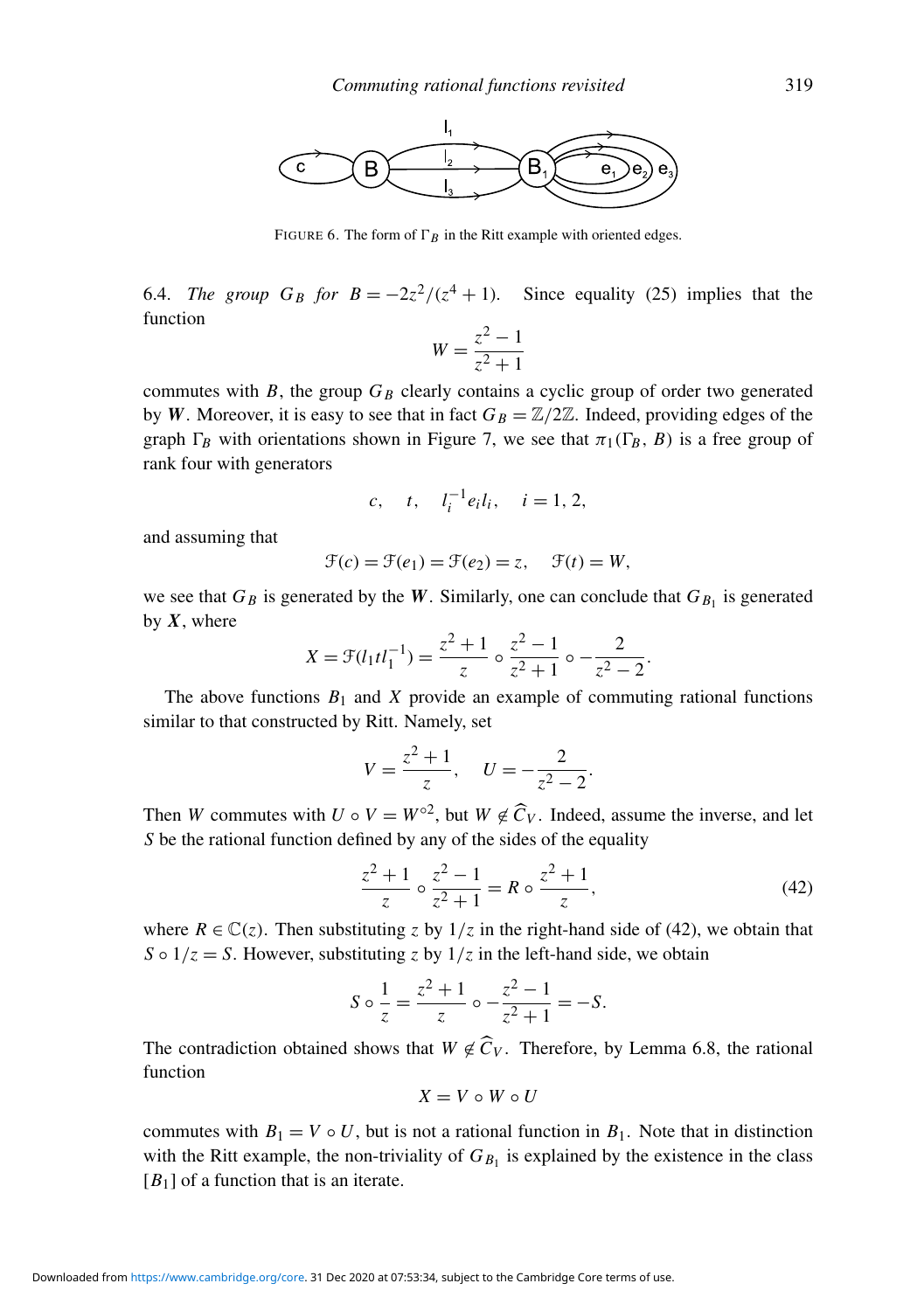FIGURE 6. The form of $\Gamma_B$ in the Ritt example with oriented edges.

6.4. *The group $G_B$ for $B = -2z^2/(z^4+1)$.* Since equality (25) implies that the function

$$W = \frac{z^2-1}{z^2+1}$$

commutes with $B$, the group $G_B$ clearly contains a cyclic group of order two generated by $\boldsymbol{W}$. Moreover, it is easy to see that in fact $G_B = \mathbb{Z}/2\mathbb{Z}$. Indeed, providing edges of the graph $\Gamma_B$ with orientations shown in Figure 7, we see that $\pi_1(\Gamma_B, B)$ is a free group of rank four with generators

$$c, \quad t, \quad l_i^{-1} e_i l_i, \quad i = 1, 2,$$

and assuming that

$$\mathcal{F}(c) = \mathcal{F}(e_1) = \mathcal{F}(e_2) = z, \quad \mathcal{F}(t) = W,$$

we see that $G_B$ is generated by the $\boldsymbol{W}$. Similarly, one can conclude that $G_{B_1}$ is generated by $\boldsymbol{X}$, where

$$X = \mathcal{F}(l_1 t l_1^{-1}) = \frac{z^2+1}{z} \circ \frac{z^2-1}{z^2+1} \circ -\frac{2}{z^2-2}.$$

The above functions $B_1$ and $X$ provide an example of commuting rational functions similar to that constructed by Ritt. Namely, set

$$V = \frac{z^2+1}{z}, \quad U = -\frac{2}{z^2-2}.$$

Then $W$ commutes with $U \circ V = W^{\circ 2}$, but $W \notin \widehat{C}_V$. Indeed, assume the inverse, and let $S$ be the rational function defined by any of the sides of the equality

$$\frac{z^2+1}{z} \circ \frac{z^2-1}{z^2+1} = R \circ \frac{z^2+1}{z}, \tag{42}$$

where $R \in \mathbb{C}(z)$. Then substituting $z$ by $1/z$ in the right-hand side of (42), we obtain that $S \circ 1/z = S$. However, substituting $z$ by $1/z$ in the left-hand side, we obtain

$$S \circ \frac{1}{z} = \frac{z^2+1}{z} \circ -\frac{z^2-1}{z^2+1} = -S.$$

The contradiction obtained shows that $W \notin \widehat{C}_V$. Therefore, by Lemma 6.8, the rational function

$$X = V \circ W \circ U$$

commutes with $B_1 = V \circ U$, but is not a rational function in $B_1$. Note that in distinction with the Ritt example, the non-triviality of $G_{B_1}$ is explained by the existence in the class $[B_1]$ of a function that is an iterate.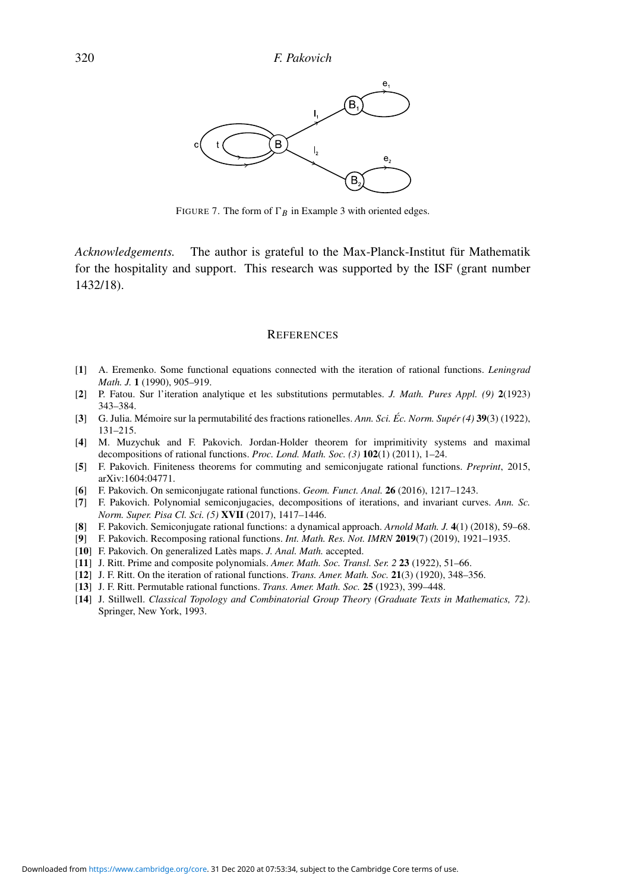c t B $l_1$ $B_1$ $e_1$ $l_2$ $B_2$ $e_2$

FIGURE 7. The form of $\Gamma_B$ in Example 3 with oriented edges.

*Acknowledgements.* The author is grateful to the Max-Planck-Institut für Mathematik for the hospitality and support. This research was supported by the ISF (grant number 1432/18).

## REFERENCES

- [**1**] A. Eremenko. Some functional equations connected with the iteration of rational functions. *Leningrad Math. J.* **1** (1990), 905–919.
- [**2**] P. Fatou. Sur l'iteration analytique et les substitutions permutables. *J. Math. Pures Appl. (9)* **2**(1923) 343–384.
- [**3**] G. Julia. Mémoire sur la permutabilité des fractions rationelles. *Ann. Sci. Éc. Norm. Supér (4)* **39**(3) (1922), 131–215.
- [**4**] M. Muzychuk and F. Pakovich. Jordan-Holder theorem for imprimitivity systems and maximal decompositions of rational functions. *Proc. Lond. Math. Soc. (3)* **102**(1) (2011), 1–24.
- [**5**] F. Pakovich. Finiteness theorems for commuting and semiconjugate rational functions. *Preprint*, 2015, arXiv:1604:04771.
- [**6**] F. Pakovich. On semiconjugate rational functions. *Geom. Funct. Anal.* **26** (2016), 1217–1243.
- [**7**] F. Pakovich. Polynomial semiconjugacies, decompositions of iterations, and invariant curves. *Ann. Sc. Norm. Super. Pisa Cl. Sci. (5)* **XVII** (2017), 1417–1446.
- [**8**] F. Pakovich. Semiconjugate rational functions: a dynamical approach. *Arnold Math. J.* **4**(1) (2018), 59–68.
- [**9**] F. Pakovich. Recomposing rational functions. *Int. Math. Res. Not. IMRN* **2019**(7) (2019), 1921–1935.
- [**10**] F. Pakovich. On generalized Lattès maps. *J. Anal. Math.* accepted.
- [**11**] J. Ritt. Prime and composite polynomials. *Amer. Math. Soc. Transl. Ser. 2* **23** (1922), 51–66.
- [**12**] J. F. Ritt. On the iteration of rational functions. *Trans. Amer. Math. Soc.* **21**(3) (1920), 348–356.
- [**13**] J. F. Ritt. Permutable rational functions. *Trans. Amer. Math. Soc.* **25** (1923), 399–448.
- [**14**] J. Stillwell. *Classical Topology and Combinatorial Group Theory (Graduate Texts in Mathematics, 72).* Springer, New York, 1993.